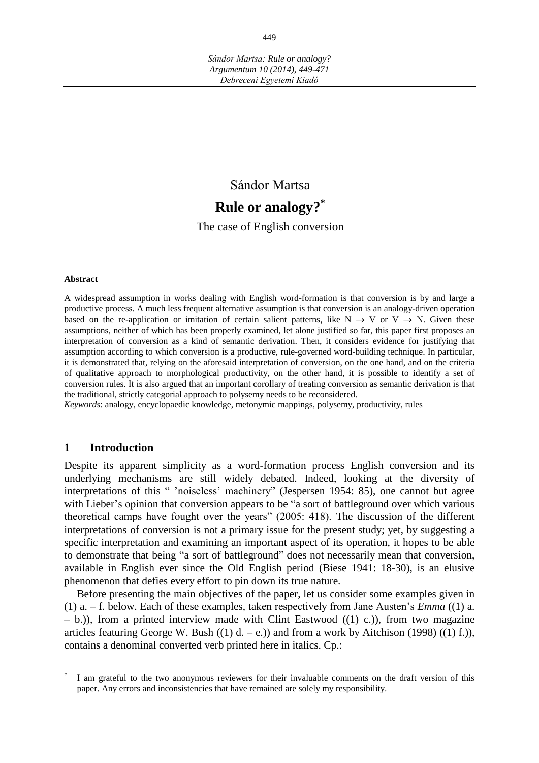Sándor Martsa

# Rule or analogy?[*]

The case of English conversion

**Abstract**

A widespread assumption in works dealing with English word-formation is that conversion is by and large a productive process. A much less frequent alternative assumption is that conversion is an analogy-driven operation based on the re-application or imitation of certain salient patterns, like N $\rightarrow$ V or V $\rightarrow$ N. Given these assumptions, neither of which has been properly examined, let alone justified so far, this paper first proposes an interpretation of conversion as a kind of semantic derivation. Then, it considers evidence for justifying that assumption according to which conversion is a productive, rule-governed word-building technique. In particular, it is demonstrated that, relying on the aforesaid interpretation of conversion, on the one hand, and on the criteria of qualitative approach to morphological productivity, on the other hand, it is possible to identify a set of conversion rules. It is also argued that an important corollary of treating conversion as semantic derivation is that the traditional, strictly categorial approach to polysemy needs to be reconsidered.

*Keywords*: analogy, encyclopaedic knowledge, metonymic mappings, polysemy, productivity, rules

## 1 Introduction

Despite its apparent simplicity as a word-formation process English conversion and its underlying mechanisms are still widely debated. Indeed, looking at the diversity of interpretations of this " 'noiseless' machinery" (Jespersen 1954: 85), one cannot but agree with Lieber's opinion that conversion appears to be "a sort of battleground over which various theoretical camps have fought over the years" (2005: 418). The discussion of the different interpretations of conversion is not a primary issue for the present study; yet, by suggesting a specific interpretation and examining an important aspect of its operation, it hopes to be able to demonstrate that being "a sort of battleground" does not necessarily mean that conversion, available in English ever since the Old English period (Biese 1941: 18-30), is an elusive phenomenon that defies every effort to pin down its true nature.

Before presenting the main objectives of the paper, let us consider some examples given in (1) a. – f. below. Each of these examples, taken respectively from Jane Austen's *Emma* ((1) a. – b.)), from a printed interview made with Clint Eastwood ((1) c.)), from two magazine articles featuring George W. Bush ((1) d. – e.)) and from a work by Aitchison (1998) ((1) f.)), contains a denominal converted verb printed here in italics. Cp.:

[*] I am grateful to the two anonymous reviewers for their invaluable comments on the draft version of this paper. Any errors and inconsistencies that have remained are solely my responsibility.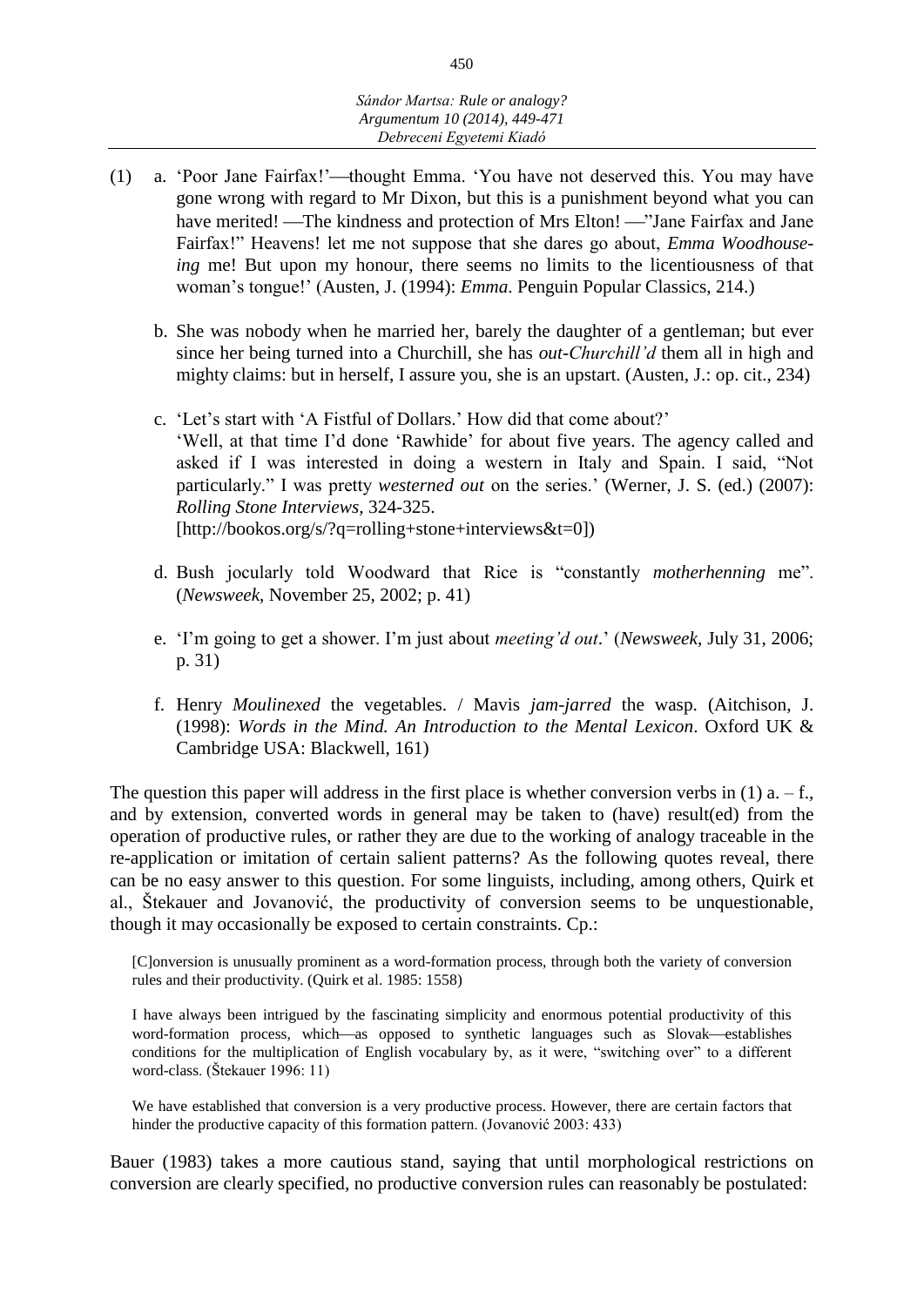(1) a. 'Poor Jane Fairfax!'—thought Emma. 'You have not deserved this. You may have gone wrong with regard to Mr Dixon, but this is a punishment beyond what you can have merited! —The kindness and protection of Mrs Elton! —"Jane Fairfax and Jane Fairfax!" Heavens! let me not suppose that she dares go about, *Emma Woodhouse-ing* me! But upon my honour, there seems no limits to the licentiousness of that woman's tongue!' (Austen, J. (1994): *Emma*. Penguin Popular Classics, 214.)

b. She was nobody when he married her, barely the daughter of a gentleman; but ever since her being turned into a Churchill, she has *out-Churchill'd* them all in high and mighty claims: but in herself, I assure you, she is an upstart. (Austen, J.: op. cit., 234)

c. 'Let's start with 'A Fistful of Dollars.' How did that come about?'
'Well, at that time I'd done 'Rawhide' for about five years. The agency called and asked if I was interested in doing a western in Italy and Spain. I said, "Not particularly." I was pretty *westerned out* on the series.' (Werner, J. S. (ed.) (2007): *Rolling Stone Interviews*, 324-325.
[http://bookos.org/s/?q=rolling+stone+interviews&t=0])

d. Bush jocularly told Woodward that Rice is "constantly *motherhenning* me". (*Newsweek*, November 25, 2002; p. 41)

e. 'I'm going to get a shower. I'm just about *meeting'd out*.' (*Newsweek*, July 31, 2006; p. 31)

f. Henry *Moulinexed* the vegetables. / Mavis *jam-jarred* the wasp. (Aitchison, J. (1998): *Words in the Mind. An Introduction to the Mental Lexicon*. Oxford UK & Cambridge USA: Blackwell, 161)

The question this paper will address in the first place is whether conversion verbs in (1) a. – f., and by extension, converted words in general may be taken to (have) result(ed) from the operation of productive rules, or rather they are due to the working of analogy traceable in the re-application or imitation of certain salient patterns? As the following quotes reveal, there can be no easy answer to this question. For some linguists, including, among others, Quirk et al., Štekauer and Jovanović, the productivity of conversion seems to be unquestionable, though it may occasionally be exposed to certain constraints. Cp.:

> [C]onversion is unusually prominent as a word-formation process, through both the variety of conversion rules and their productivity. (Quirk et al. 1985: 1558)

> I have always been intrigued by the fascinating simplicity and enormous potential productivity of this word-formation process, which—as opposed to synthetic languages such as Slovak—establishes conditions for the multiplication of English vocabulary by, as it were, "switching over" to a different word-class. (Štekauer 1996: 11)

> We have established that conversion is a very productive process. However, there are certain factors that hinder the productive capacity of this formation pattern. (Jovanović 2003: 433)

Bauer (1983) takes a more cautious stand, saying that until morphological restrictions on conversion are clearly specified, no productive conversion rules can reasonably be postulated: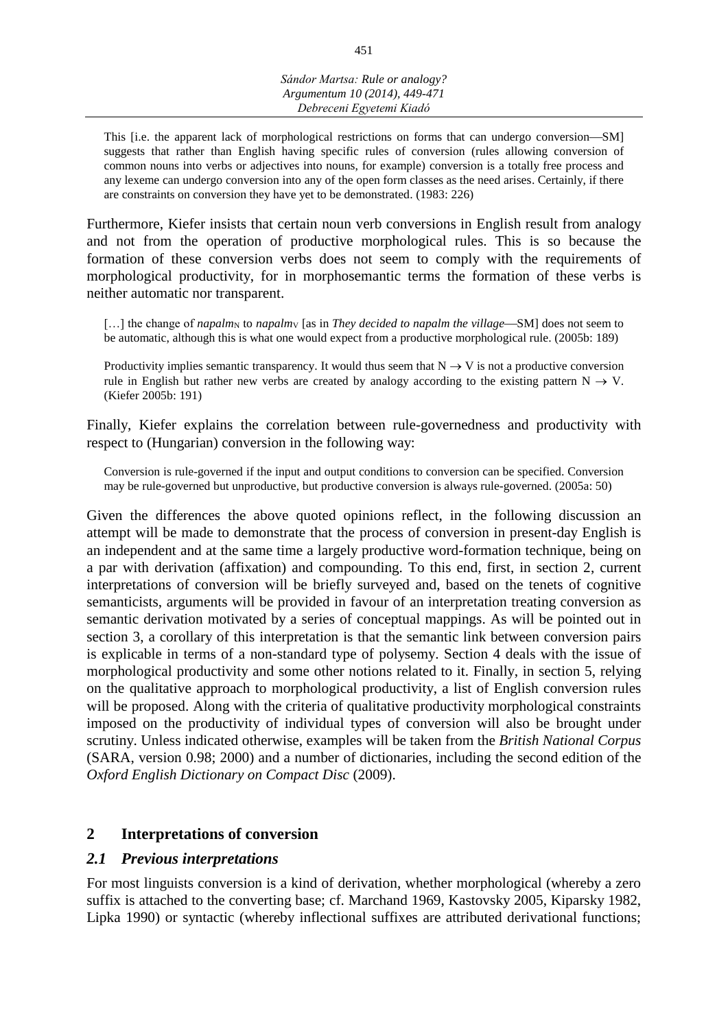> This [i.e. the apparent lack of morphological restrictions on forms that can undergo conversion—SM] suggests that rather than English having specific rules of conversion (rules allowing conversion of common nouns into verbs or adjectives into nouns, for example) conversion is a totally free process and any lexeme can undergo conversion into any of the open form classes as the need arises. Certainly, if there are constraints on conversion they have yet to be demonstrated. (1983: 226)

Furthermore, Kiefer insists that certain noun verb conversions in English result from analogy and not from the operation of productive morphological rules. This is so because the formation of these conversion verbs does not seem to comply with the requirements of morphological productivity, for in morphosemantic terms the formation of these verbs is neither automatic nor transparent.

> […] the change of *napalm*$_N$ to *napalm*$_V$ [as in *They decided to napalm the village*—SM] does not seem to be automatic, although this is what one would expect from a productive morphological rule. (2005b: 189)

> Productivity implies semantic transparency. It would thus seem that $N \rightarrow V$ is not a productive conversion rule in English but rather new verbs are created by analogy according to the existing pattern $N \rightarrow V$. (Kiefer 2005b: 191)

Finally, Kiefer explains the correlation between rule-governedness and productivity with respect to (Hungarian) conversion in the following way:

> Conversion is rule-governed if the input and output conditions to conversion can be specified. Conversion may be rule-governed but unproductive, but productive conversion is always rule-governed. (2005a: 50)

Given the differences the above quoted opinions reflect, in the following discussion an attempt will be made to demonstrate that the process of conversion in present-day English is an independent and at the same time a largely productive word-formation technique, being on a par with derivation (affixation) and compounding. To this end, first, in section 2, current interpretations of conversion will be briefly surveyed and, based on the tenets of cognitive semanticists, arguments will be provided in favour of an interpretation treating conversion as semantic derivation motivated by a series of conceptual mappings. As will be pointed out in section 3, a corollary of this interpretation is that the semantic link between conversion pairs is explicable in terms of a non-standard type of polysemy. Section 4 deals with the issue of morphological productivity and some other notions related to it. Finally, in section 5, relying on the qualitative approach to morphological productivity, a list of English conversion rules will be proposed. Along with the criteria of qualitative productivity morphological constraints imposed on the productivity of individual types of conversion will also be brought under scrutiny. Unless indicated otherwise, examples will be taken from the *British National Corpus* (SARA, version 0.98; 2000) and a number of dictionaries, including the second edition of the *Oxford English Dictionary on Compact Disc* (2009).

## 2 Interpretations of conversion

### *2.1 Previous interpretations*

For most linguists conversion is a kind of derivation, whether morphological (whereby a zero suffix is attached to the converting base; cf. Marchand 1969, Kastovsky 2005, Kiparsky 1982, Lipka 1990) or syntactic (whereby inflectional suffixes are attributed derivational functions;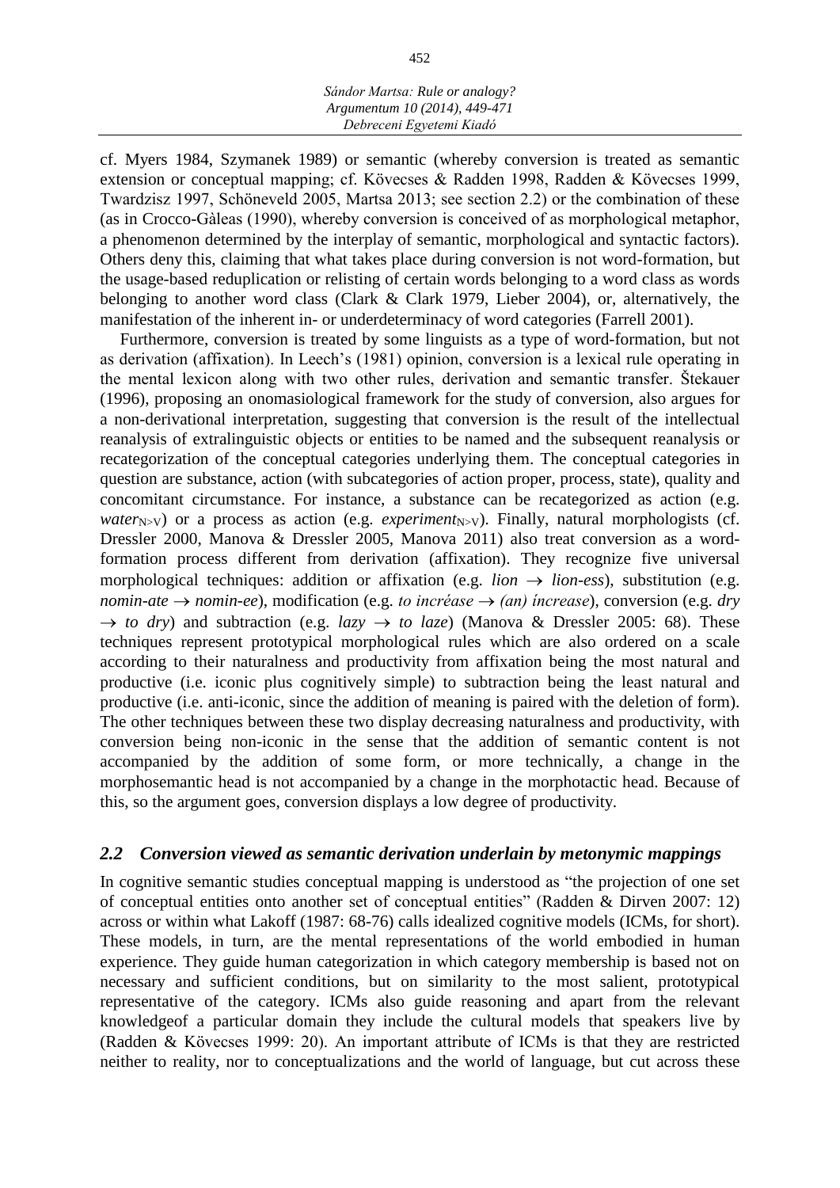cf. Myers 1984, Szymanek 1989) or semantic (whereby conversion is treated as semantic extension or conceptual mapping; cf. Kövecses & Radden 1998, Radden & Kövecses 1999, Twardzisz 1997, Schöneveld 2005, Martsa 2013; see section 2.2) or the combination of these (as in Crocco-Gàleas (1990), whereby conversion is conceived of as morphological metaphor, a phenomenon determined by the interplay of semantic, morphological and syntactic factors). Others deny this, claiming that what takes place during conversion is not word-formation, but the usage-based reduplication or relisting of certain words belonging to a word class as words belonging to another word class (Clark & Clark 1979, Lieber 2004), or, alternatively, the manifestation of the inherent in- or underdeterminacy of word categories (Farrell 2001).

Furthermore, conversion is treated by some linguists as a type of word-formation, but not as derivation (affixation). In Leech's (1981) opinion, conversion is a lexical rule operating in the mental lexicon along with two other rules, derivation and semantic transfer. Štekauer (1996), proposing an onomasiological framework for the study of conversion, also argues for a non-derivational interpretation, suggesting that conversion is the result of the intellectual reanalysis of extralinguistic objects or entities to be named and the subsequent reanalysis or recategorization of the conceptual categories underlying them. The conceptual categories in question are substance, action (with subcategories of action proper, process, state), quality and concomitant circumstance. For instance, a substance can be recategorized as action (e.g. *water*$_{N>V}$) or a process as action (e.g. *experiment*$_{N>V}$). Finally, natural morphologists (cf. Dressler 2000, Manova & Dressler 2005, Manova 2011) also treat conversion as a word-formation process different from derivation (affixation). They recognize five universal morphological techniques: addition or affixation (e.g. *lion* → *lion-ess*), substitution (e.g. *nomin-ate* → *nomin-ee*), modification (e.g. *to incréase* → *(an) íncrease*), conversion (e.g. *dry* → *to dry*) and subtraction (e.g. *lazy* → *to laze*) (Manova & Dressler 2005: 68). These techniques represent prototypical morphological rules which are also ordered on a scale according to their naturalness and productivity from affixation being the most natural and productive (i.e. iconic plus cognitively simple) to subtraction being the least natural and productive (i.e. anti-iconic, since the addition of meaning is paired with the deletion of form). The other techniques between these two display decreasing naturalness and productivity, with conversion being non-iconic in the sense that the addition of semantic content is not accompanied by the addition of some form, or more technically, a change in the morphosemantic head is not accompanied by a change in the morphotactic head. Because of this, so the argument goes, conversion displays a low degree of productivity.

## *2.2 Conversion viewed as semantic derivation underlain by metonymic mappings*

In cognitive semantic studies conceptual mapping is understood as "the projection of one set of conceptual entities onto another set of conceptual entities" (Radden & Dirven 2007: 12) across or within what Lakoff (1987: 68-76) calls idealized cognitive models (ICMs, for short). These models, in turn, are the mental representations of the world embodied in human experience. They guide human categorization in which category membership is based not on necessary and sufficient conditions, but on similarity to the most salient, prototypical representative of the category. ICMs also guide reasoning and apart from the relevant knowledgeof a particular domain they include the cultural models that speakers live by (Radden & Kövecses 1999: 20). An important attribute of ICMs is that they are restricted neither to reality, nor to conceptualizations and the world of language, but cut across these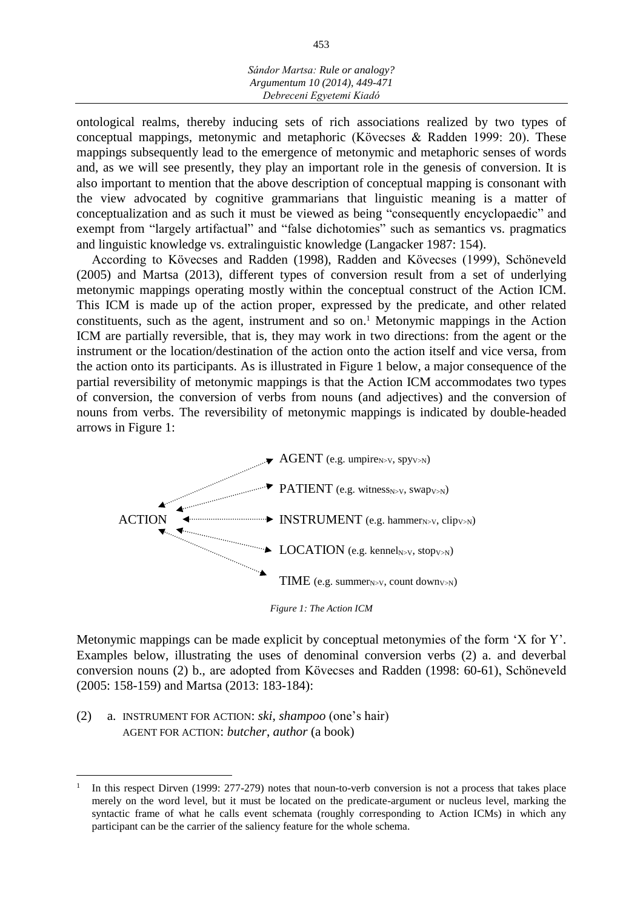ontological realms, thereby inducing sets of rich associations realized by two types of conceptual mappings, metonymic and metaphoric (Kövecses & Radden 1999: 20). These mappings subsequently lead to the emergence of metonymic and metaphoric senses of words and, as we will see presently, they play an important role in the genesis of conversion. It is also important to mention that the above description of conceptual mapping is consonant with the view advocated by cognitive grammarians that linguistic meaning is a matter of conceptualization and as such it must be viewed as being "consequently encyclopaedic" and exempt from "largely artifactual" and "false dichotomies" such as semantics vs. pragmatics and linguistic knowledge vs. extralinguistic knowledge (Langacker 1987: 154).

According to Kövecses and Radden (1998), Radden and Kövecses (1999), Schöneveld (2005) and Martsa (2013), different types of conversion result from a set of underlying metonymic mappings operating mostly within the conceptual construct of the Action ICM. This ICM is made up of the action proper, expressed by the predicate, and other related constituents, such as the agent, instrument and so on.[1] Metonymic mappings in the Action ICM are partially reversible, that is, they may work in two directions: from the agent or the instrument or the location/destination of the action onto the action itself and vice versa, from the action onto its participants. As is illustrated in Figure 1 below, a major consequence of the partial reversibility of metonymic mappings is that the Action ICM accommodates two types of conversion, the conversion of verbs from nouns (and adjectives) and the conversion of nouns from verbs. The reversibility of metonymic mappings is indicated by double-headed arrows in Figure 1:

ACTION

AGENT (e.g. umpire$_{N>V}$, spy$_{V>N}$)

PATIENT (e.g. witness$_{N>V}$, swap$_{V>N}$)

INSTRUMENT (e.g. hammer$_{N>V}$, clip$_{V>N}$)

LOCATION (e.g. kennel$_{N>V}$, stop$_{V>N}$)

TIME (e.g. summer$_{N>V}$, count down$_{V>N}$)

*Figure 1: The Action ICM*

Metonymic mappings can be made explicit by conceptual metonymies of the form 'X for Y'. Examples below, illustrating the uses of denominal conversion verbs (2) a. and deverbal conversion nouns (2) b., are adopted from Kövecses and Radden (1998: 60-61), Schöneveld (2005: 158-159) and Martsa (2013: 183-184):

(2) a. INSTRUMENT FOR ACTION: *ski*, *shampoo* (one's hair)
AGENT FOR ACTION: *butcher*, *author* (a book)

---

[1] In this respect Dirven (1999: 277-279) notes that noun-to-verb conversion is not a process that takes place merely on the word level, but it must be located on the predicate-argument or nucleus level, marking the syntactic frame of what he calls event schemata (roughly corresponding to Action ICMs) in which any participant can be the carrier of the saliency feature for the whole schema.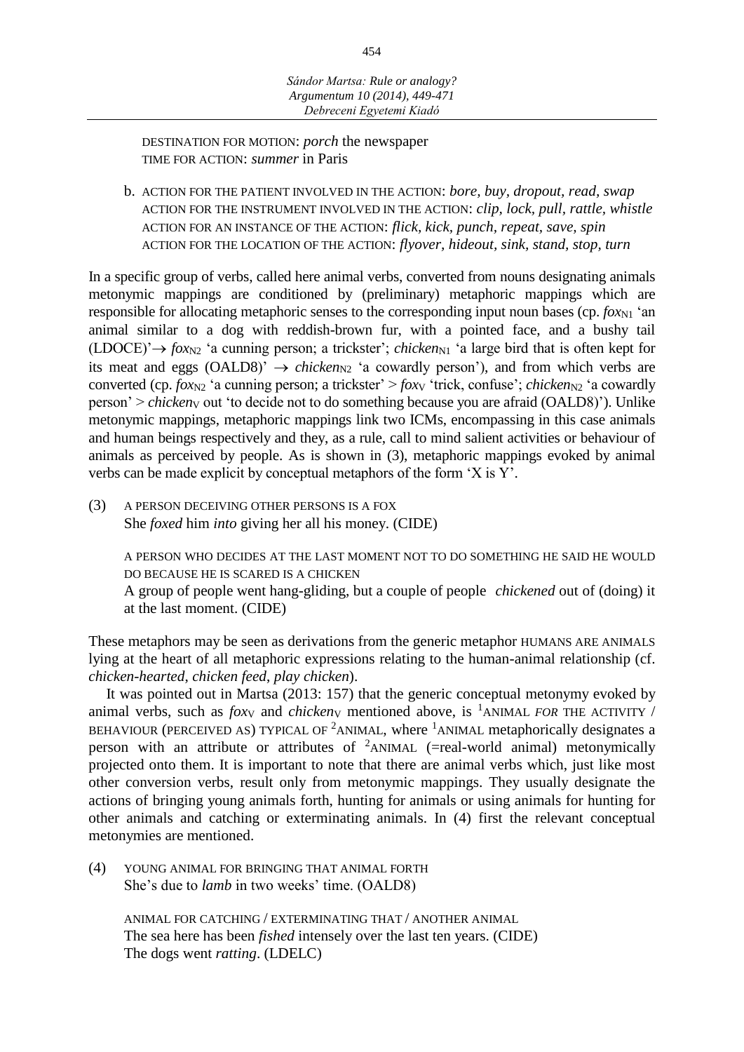DESTINATION FOR MOTION: *porch* the newspaper
TIME FOR ACTION: *summer* in Paris

b. ACTION FOR THE PATIENT INVOLVED IN THE ACTION: *bore, buy, dropout, read, swap*
ACTION FOR THE INSTRUMENT INVOLVED IN THE ACTION: *clip, lock, pull, rattle, whistle*
ACTION FOR AN INSTANCE OF THE ACTION: *flick, kick, punch, repeat, save, spin*
ACTION FOR THE LOCATION OF THE ACTION: *flyover, hideout, sink, stand, stop, turn*

In a specific group of verbs, called here animal verbs, converted from nouns designating animals metonymic mappings are conditioned by (preliminary) metaphoric mappings which are responsible for allocating metaphoric senses to the corresponding input noun bases (cp. *fox*$_{N1}$ 'an animal similar to a dog with reddish-brown fur, with a pointed face, and a bushy tail (LDOCE)'$\rightarrow$ *fox*$_{N2}$ 'a cunning person; a trickster'; *chicken*$_{N1}$ 'a large bird that is often kept for its meat and eggs (OALD8)' $\rightarrow$ *chicken*$_{N2}$ 'a cowardly person'), and from which verbs are converted (cp. *fox*$_{N2}$ 'a cunning person; a trickster' > *fox*$_{V}$ 'trick, confuse'; *chicken*$_{N2}$ 'a cowardly person' > *chicken*$_{V}$ out 'to decide not to do something because you are afraid (OALD8)'). Unlike metonymic mappings, metaphoric mappings link two ICMs, encompassing in this case animals and human beings respectively and they, as a rule, call to mind salient activities or behaviour of animals as perceived by people. As is shown in (3), metaphoric mappings evoked by animal verbs can be made explicit by conceptual metaphors of the form 'X is Y'.

(3) A PERSON DECEIVING OTHER PERSONS IS A FOX
She *foxed* him *into* giving her all his money. (CIDE)

A PERSON WHO DECIDES AT THE LAST MOMENT NOT TO DO SOMETHING HE SAID HE WOULD DO BECAUSE HE IS SCARED IS A CHICKEN
A group of people went hang-gliding, but a couple of people *chickened* out of (doing) it at the last moment. (CIDE)

These metaphors may be seen as derivations from the generic metaphor HUMANS ARE ANIMALS lying at the heart of all metaphoric expressions relating to the human-animal relationship (cf. *chicken-hearted*, *chicken feed*, *play chicken*).

It was pointed out in Martsa (2013: 157) that the generic conceptual metonymy evoked by animal verbs, such as *fox*$_{V}$ and *chicken*$_{V}$ mentioned above, is $^{1}$ANIMAL *FOR* THE ACTIVITY / BEHAVIOUR (PERCEIVED AS) TYPICAL OF $^{2}$ANIMAL, where $^{1}$ANIMAL metaphorically designates a person with an attribute or attributes of $^{2}$ANIMAL (=real-world animal) metonymically projected onto them. It is important to note that there are animal verbs which, just like most other conversion verbs, result only from metonymic mappings. They usually designate the actions of bringing young animals forth, hunting for animals or using animals for hunting for other animals and catching or exterminating animals. In (4) first the relevant conceptual metonymies are mentioned.

(4) YOUNG ANIMAL FOR BRINGING THAT ANIMAL FORTH
She's due to *lamb* in two weeks' time. (OALD8)

ANIMAL FOR CATCHING / EXTERMINATING THAT / ANOTHER ANIMAL
The sea here has been *fished* intensely over the last ten years. (CIDE)
The dogs went *ratting*. (LDELC)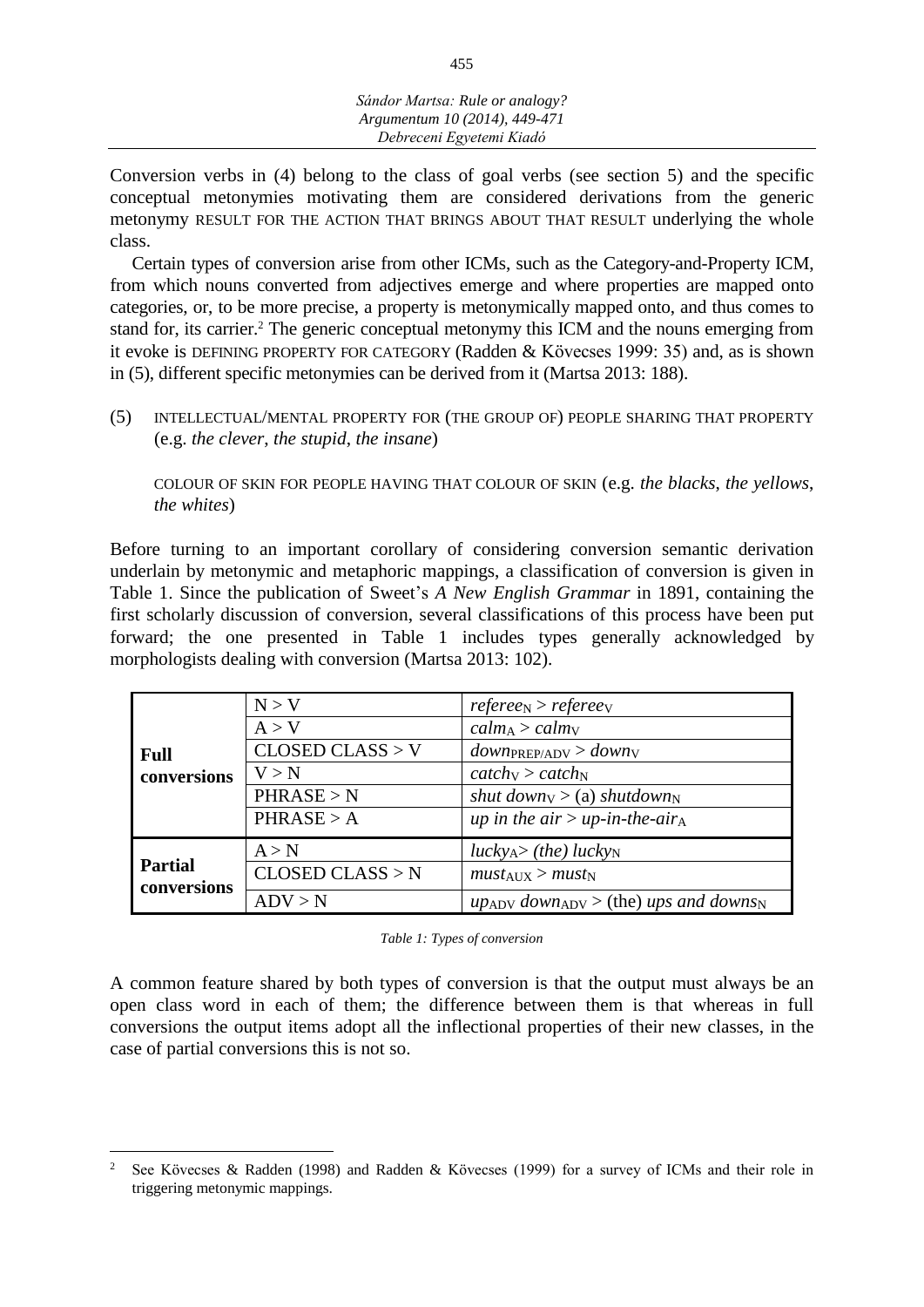Conversion verbs in (4) belong to the class of goal verbs (see section 5) and the specific conceptual metonymies motivating them are considered derivations from the generic metonymy RESULT FOR THE ACTION THAT BRINGS ABOUT THAT RESULT underlying the whole class.

Certain types of conversion arise from other ICMs, such as the Category-and-Property ICM, from which nouns converted from adjectives emerge and where properties are mapped onto categories, or, to be more precise, a property is metonymically mapped onto, and thus comes to stand for, its carrier.[2] The generic conceptual metonymy this ICM and the nouns emerging from it evoke is DEFINING PROPERTY FOR CATEGORY (Radden & Kövecses 1999: 35) and, as is shown in (5), different specific metonymies can be derived from it (Martsa 2013: 188).

(5) INTELLECTUAL/MENTAL PROPERTY FOR (THE GROUP OF) PEOPLE SHARING THAT PROPERTY (e.g. *the clever*, *the stupid*, *the insane*)

COLOUR OF SKIN FOR PEOPLE HAVING THAT COLOUR OF SKIN (e.g. *the blacks*, *the yellows*, *the whites*)

Before turning to an important corollary of considering conversion semantic derivation underlain by metonymic and metaphoric mappings, a classification of conversion is given in Table 1. Since the publication of Sweet's *A New English Grammar* in 1891, containing the first scholarly discussion of conversion, several classifications of this process have been put forward; the one presented in Table 1 includes types generally acknowledged by morphologists dealing with conversion (Martsa 2013: 102).

| | | |
|---|---|---|
| **Full conversions** | N > V | $referee_N$ > $referee_V$ |
| | A > V | $calm_A$ > $calm_V$ |
| | CLOSED CLASS > V | $down_{PREP/ADV}$ > $down_V$ |
| | V > N | $catch_V$ > $catch_N$ |
| | PHRASE > N | *shut* $down_V$ > (a) $shutdown_N$ |
| | PHRASE > A | *up in the air* > $up\text{-}in\text{-}the\text{-}air_A$ |
| **Partial conversions** | A > N | $lucky_A$> *(the)* $lucky_N$ |
| | CLOSED CLASS > N | $must_{AUX}$ > $must_N$ |
| | ADV > N | $up_{ADV}$ $down_{ADV}$ > (the) *ups and* $downs_N$ |

*Table 1: Types of conversion*

A common feature shared by both types of conversion is that the output must always be an open class word in each of them; the difference between them is that whereas in full conversions the output items adopt all the inflectional properties of their new classes, in the case of partial conversions this is not so.

[2] See Kövecses & Radden (1998) and Radden & Kövecses (1999) for a survey of ICMs and their role in triggering metonymic mappings.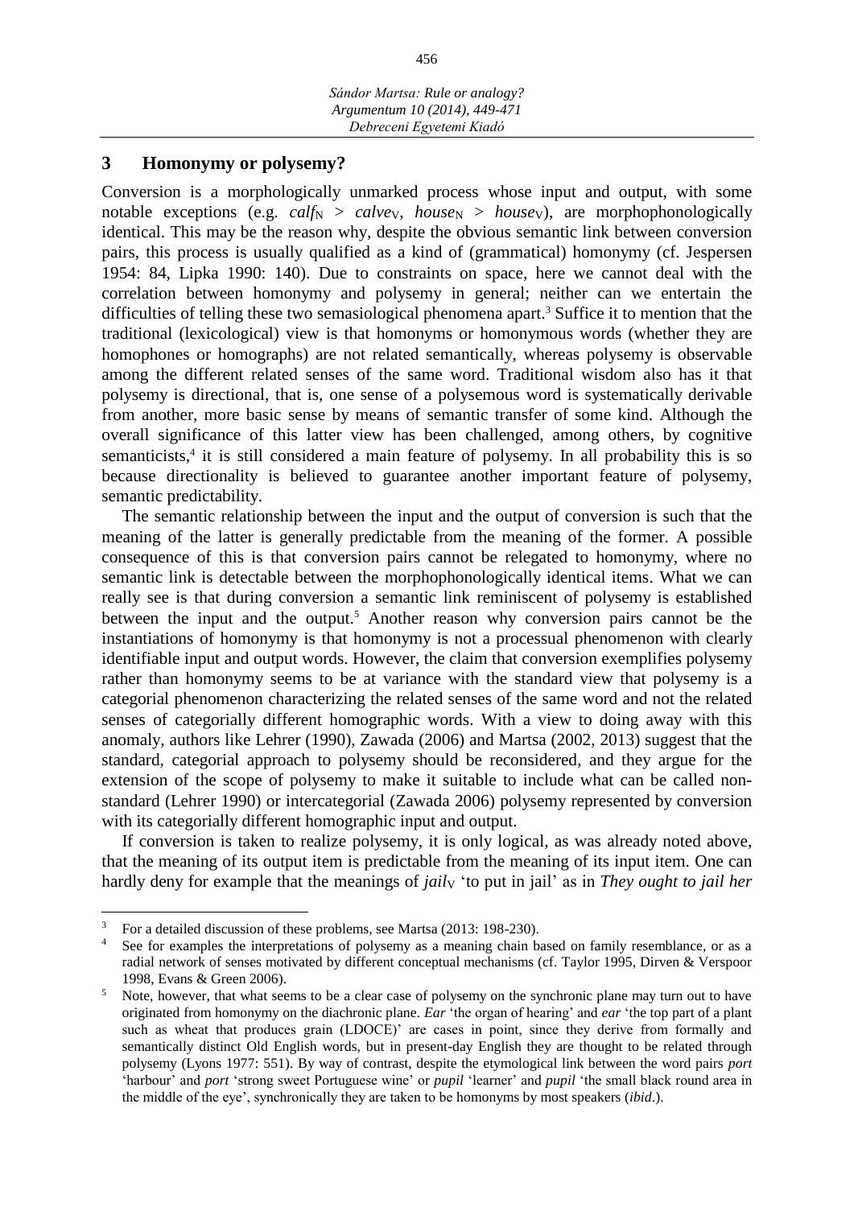## 3 Homonymy or polysemy?

Conversion is a morphologically unmarked process whose input and output, with some notable exceptions (e.g. *calf*$_N$ > *calve*$_V$, *house*$_N$ > *house*$_V$), are morphophonologically identical. This may be the reason why, despite the obvious semantic link between conversion pairs, this process is usually qualified as a kind of (grammatical) homonymy (cf. Jespersen 1954: 84, Lipka 1990: 140). Due to constraints on space, here we cannot deal with the correlation between homonymy and polysemy in general; neither can we entertain the difficulties of telling these two semasiological phenomena apart.[3] Suffice it to mention that the traditional (lexicological) view is that homonyms or homonymous words (whether they are homophones or homographs) are not related semantically, whereas polysemy is observable among the different related senses of the same word. Traditional wisdom also has it that polysemy is directional, that is, one sense of a polysemous word is systematically derivable from another, more basic sense by means of semantic transfer of some kind. Although the overall significance of this latter view has been challenged, among others, by cognitive semanticists,[4] it is still considered a main feature of polysemy. In all probability this is so because directionality is believed to guarantee another important feature of polysemy, semantic predictability.

The semantic relationship between the input and the output of conversion is such that the meaning of the latter is generally predictable from the meaning of the former. A possible consequence of this is that conversion pairs cannot be relegated to homonymy, where no semantic link is detectable between the morphophonologically identical items. What we can really see is that during conversion a semantic link reminiscent of polysemy is established between the input and the output.[5] Another reason why conversion pairs cannot be the instantiations of homonymy is that homonymy is not a processual phenomenon with clearly identifiable input and output words. However, the claim that conversion exemplifies polysemy rather than homonymy seems to be at variance with the standard view that polysemy is a categorial phenomenon characterizing the related senses of the same word and not the related senses of categorially different homographic words. With a view to doing away with this anomaly, authors like Lehrer (1990), Zawada (2006) and Martsa (2002, 2013) suggest that the standard, categorial approach to polysemy should be reconsidered, and they argue for the extension of the scope of polysemy to make it suitable to include what can be called non-standard (Lehrer 1990) or intercategorial (Zawada 2006) polysemy represented by conversion with its categorially different homographic input and output.

If conversion is taken to realize polysemy, it is only logical, as was already noted above, that the meaning of its output item is predictable from the meaning of its input item. One can hardly deny for example that the meanings of *jail*$_V$ 'to put in jail' as in *They ought to jail her*

---

[3] For a detailed discussion of these problems, see Martsa (2013: 198-230).

[4] See for examples the interpretations of polysemy as a meaning chain based on family resemblance, or as a radial network of senses motivated by different conceptual mechanisms (cf. Taylor 1995, Dirven & Verspoor 1998, Evans & Green 2006).

[5] Note, however, that what seems to be a clear case of polysemy on the synchronic plane may turn out to have originated from homonymy on the diachronic plane. *Ear* 'the organ of hearing' and *ear* 'the top part of a plant such as wheat that produces grain (LDOCE)' are cases in point, since they derive from formally and semantically distinct Old English words, but in present-day English they are thought to be related through polysemy (Lyons 1977: 551). By way of contrast, despite the etymological link between the word pairs *port* 'harbour' and *port* 'strong sweet Portuguese wine' or *pupil* 'learner' and *pupil* 'the small black round area in the middle of the eye', synchronically they are taken to be homonyms by most speakers (*ibid*.).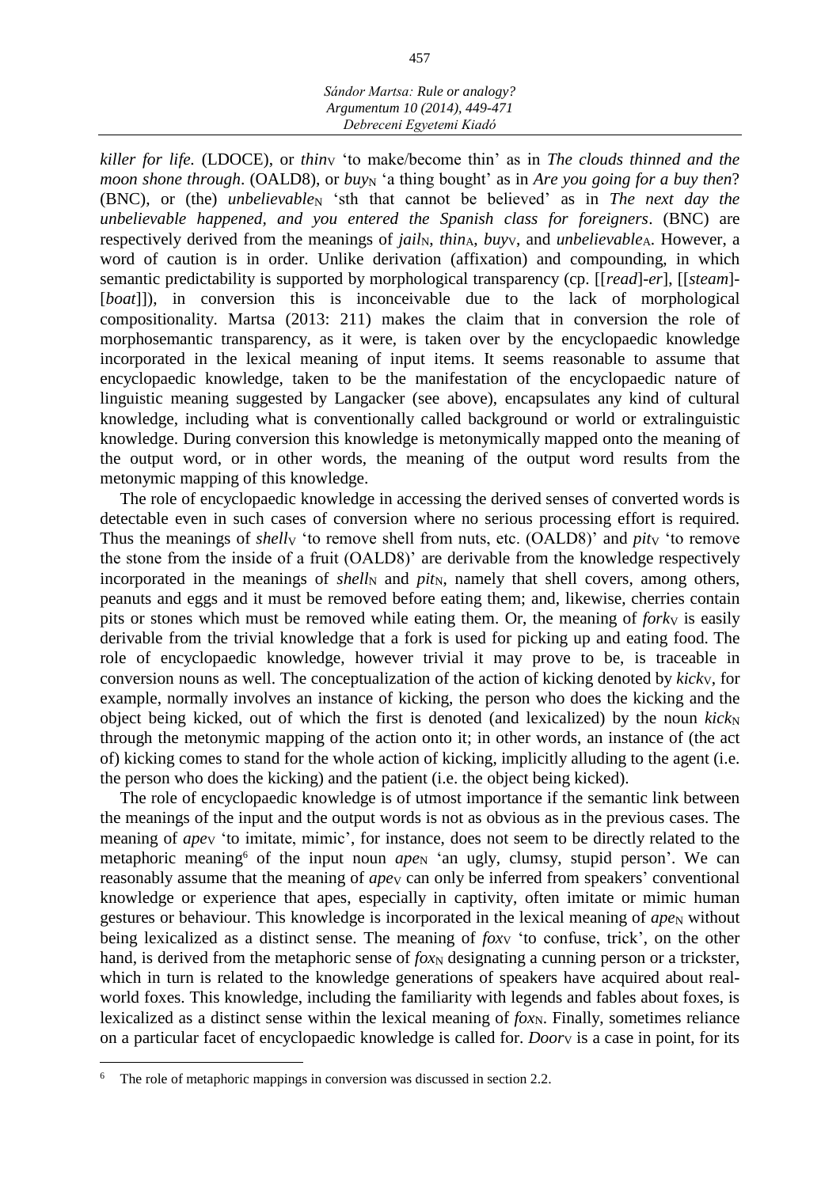*killer for life.* (LDOCE), or *thin*$_V$ 'to make/become thin' as in *The clouds thinned and the moon shone through*. (OALD8), or *buy*$_N$ 'a thing bought' as in *Are you going for a buy then*? (BNC), or (the) *unbelievable*$_N$ 'sth that cannot be believed' as in *The next day the unbelievable happened, and you entered the Spanish class for foreigners*. (BNC) are respectively derived from the meanings of *jail*$_N$, *thin*$_A$, *buy*$_V$, and *unbelievable*$_A$. However, a word of caution is in order. Unlike derivation (affixation) and compounding, in which semantic predictability is supported by morphological transparency (cp. [[*read*]-*er*], [[*steam*]-[*boat*]]), in conversion this is inconceivable due to the lack of morphological compositionality. Martsa (2013: 211) makes the claim that in conversion the role of morphosemantic transparency, as it were, is taken over by the encyclopaedic knowledge incorporated in the lexical meaning of input items. It seems reasonable to assume that encyclopaedic knowledge, taken to be the manifestation of the encyclopaedic nature of linguistic meaning suggested by Langacker (see above), encapsulates any kind of cultural knowledge, including what is conventionally called background or world or extralinguistic knowledge. During conversion this knowledge is metonymically mapped onto the meaning of the output word, or in other words, the meaning of the output word results from the metonymic mapping of this knowledge.

The role of encyclopaedic knowledge in accessing the derived senses of converted words is detectable even in such cases of conversion where no serious processing effort is required. Thus the meanings of *shell*$_V$ 'to remove shell from nuts, etc. (OALD8)' and *pit*$_V$ 'to remove the stone from the inside of a fruit (OALD8)' are derivable from the knowledge respectively incorporated in the meanings of *shell*$_N$ and *pit*$_N$, namely that shell covers, among others, peanuts and eggs and it must be removed before eating them; and, likewise, cherries contain pits or stones which must be removed while eating them. Or, the meaning of *fork*$_V$ is easily derivable from the trivial knowledge that a fork is used for picking up and eating food. The role of encyclopaedic knowledge, however trivial it may prove to be, is traceable in conversion nouns as well. The conceptualization of the action of kicking denoted by *kick*$_V$, for example, normally involves an instance of kicking, the person who does the kicking and the object being kicked, out of which the first is denoted (and lexicalized) by the noun *kick*$_N$ through the metonymic mapping of the action onto it; in other words, an instance of (the act of) kicking comes to stand for the whole action of kicking, implicitly alluding to the agent (i.e. the person who does the kicking) and the patient (i.e. the object being kicked).

The role of encyclopaedic knowledge is of utmost importance if the semantic link between the meanings of the input and the output words is not as obvious as in the previous cases. The meaning of *ape*$_V$ 'to imitate, mimic', for instance, does not seem to be directly related to the metaphoric meaning[6] of the input noun *ape*$_N$ 'an ugly, clumsy, stupid person'. We can reasonably assume that the meaning of *ape*$_V$ can only be inferred from speakers' conventional knowledge or experience that apes, especially in captivity, often imitate or mimic human gestures or behaviour. This knowledge is incorporated in the lexical meaning of *ape*$_N$ without being lexicalized as a distinct sense. The meaning of *fox*$_V$ 'to confuse, trick', on the other hand, is derived from the metaphoric sense of *fox*$_N$ designating a cunning person or a trickster, which in turn is related to the knowledge generations of speakers have acquired about real-world foxes. This knowledge, including the familiarity with legends and fables about foxes, is lexicalized as a distinct sense within the lexical meaning of *fox*$_N$. Finally, sometimes reliance on a particular facet of encyclopaedic knowledge is called for. *Door*$_V$ is a case in point, for its

---

[6] The role of metaphoric mappings in conversion was discussed in section 2.2.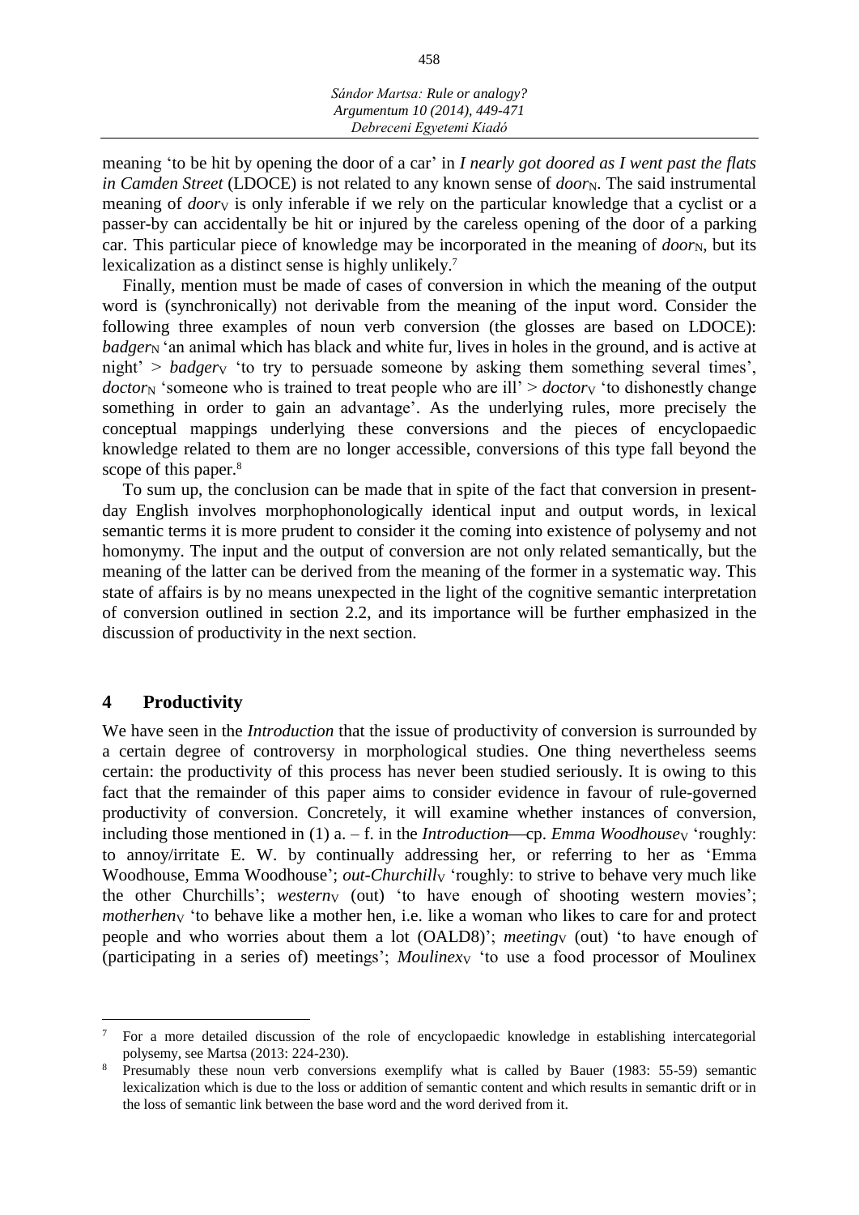meaning 'to be hit by opening the door of a car' in *I nearly got doored as I went past the flats in Camden Street* (LDOCE) is not related to any known sense of *door*$_N$. The said instrumental meaning of *door*$_V$ is only inferable if we rely on the particular knowledge that a cyclist or a passer-by can accidentally be hit or injured by the careless opening of the door of a parking car. This particular piece of knowledge may be incorporated in the meaning of *door*$_N$, but its lexicalization as a distinct sense is highly unlikely.[7]

Finally, mention must be made of cases of conversion in which the meaning of the output word is (synchronically) not derivable from the meaning of the input word. Consider the following three examples of noun verb conversion (the glosses are based on LDOCE): *badger*$_N$ 'an animal which has black and white fur, lives in holes in the ground, and is active at night' > *badger*$_V$ 'to try to persuade someone by asking them something several times', *doctor*$_N$ 'someone who is trained to treat people who are ill' > *doctor*$_V$ 'to dishonestly change something in order to gain an advantage'. As the underlying rules, more precisely the conceptual mappings underlying these conversions and the pieces of encyclopaedic knowledge related to them are no longer accessible, conversions of this type fall beyond the scope of this paper.[8]

To sum up, the conclusion can be made that in spite of the fact that conversion in present-day English involves morphophonologically identical input and output words, in lexical semantic terms it is more prudent to consider it the coming into existence of polysemy and not homonymy. The input and the output of conversion are not only related semantically, but the meaning of the latter can be derived from the meaning of the former in a systematic way. This state of affairs is by no means unexpected in the light of the cognitive semantic interpretation of conversion outlined in section 2.2, and its importance will be further emphasized in the discussion of productivity in the next section.

## 4 Productivity

We have seen in the *Introduction* that the issue of productivity of conversion is surrounded by a certain degree of controversy in morphological studies. One thing nevertheless seems certain: the productivity of this process has never been studied seriously. It is owing to this fact that the remainder of this paper aims to consider evidence in favour of rule-governed productivity of conversion. Concretely, it will examine whether instances of conversion, including those mentioned in (1) a. – f. in the *Introduction*—cp. *Emma Woodhouse*$_V$ 'roughly: to annoy/irritate E. W. by continually addressing her, or referring to her as 'Emma Woodhouse, Emma Woodhouse'; *out-Churchill*$_V$ 'roughly: to strive to behave very much like the other Churchills'; *western*$_V$ (out) 'to have enough of shooting western movies'; *motherhen*$_V$ 'to behave like a mother hen, i.e. like a woman who likes to care for and protect people and who worries about them a lot (OALD8)'; *meeting*$_V$ (out) 'to have enough of (participating in a series of) meetings'; *Moulinex*$_V$ 'to use a food processor of Moulinex

---

[7] For a more detailed discussion of the role of encyclopaedic knowledge in establishing intercategorial polysemy, see Martsa (2013: 224-230).

[8] Presumably these noun verb conversions exemplify what is called by Bauer (1983: 55-59) semantic lexicalization which is due to the loss or addition of semantic content and which results in semantic drift or in the loss of semantic link between the base word and the word derived from it.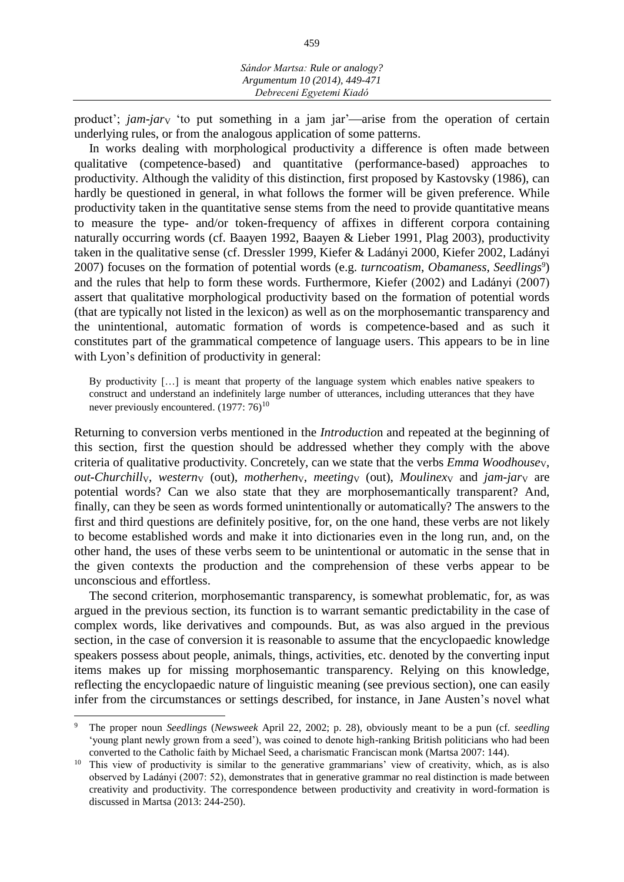product'; *jam-jar*$_V$ 'to put something in a jam jar'—arise from the operation of certain underlying rules, or from the analogous application of some patterns.

In works dealing with morphological productivity a difference is often made between qualitative (competence-based) and quantitative (performance-based) approaches to productivity. Although the validity of this distinction, first proposed by Kastovsky (1986), can hardly be questioned in general, in what follows the former will be given preference. While productivity taken in the quantitative sense stems from the need to provide quantitative means to measure the type- and/or token-frequency of affixes in different corpora containing naturally occurring words (cf. Baayen 1992, Baayen & Lieber 1991, Plag 2003), productivity taken in the qualitative sense (cf. Dressler 1999, Kiefer & Ladányi 2000, Kiefer 2002, Ladányi 2007) focuses on the formation of potential words (e.g. *turncoatism*, *Obamaness*, *Seedlings*[9]) and the rules that help to form these words. Furthermore, Kiefer (2002) and Ladányi (2007) assert that qualitative morphological productivity based on the formation of potential words (that are typically not listed in the lexicon) as well as on the morphosemantic transparency and the unintentional, automatic formation of words is competence-based and as such it constitutes part of the grammatical competence of language users. This appears to be in line with Lyon's definition of productivity in general:

> By productivity […] is meant that property of the language system which enables native speakers to construct and understand an indefinitely large number of utterances, including utterances that they have never previously encountered. (1977: 76)[10]

Returning to conversion verbs mentioned in the *Introduction* and repeated at the beginning of this section, first the question should be addressed whether they comply with the above criteria of qualitative productivity. Concretely, can we state that the verbs *Emma Woodhouse*$_V$, *out-Churchill*$_V$, *western*$_V$ (out), *motherhen*$_V$, *meeting*$_V$ (out), *Moulinex*$_V$ and *jam-jar*$_V$ are potential words? Can we also state that they are morphosemantically transparent? And, finally, can they be seen as words formed unintentionally or automatically? The answers to the first and third questions are definitely positive, for, on the one hand, these verbs are not likely to become established words and make it into dictionaries even in the long run, and, on the other hand, the uses of these verbs seem to be unintentional or automatic in the sense that in the given contexts the production and the comprehension of these verbs appear to be unconscious and effortless.

The second criterion, morphosemantic transparency, is somewhat problematic, for, as was argued in the previous section, its function is to warrant semantic predictability in the case of complex words, like derivatives and compounds. But, as was also argued in the previous section, in the case of conversion it is reasonable to assume that the encyclopaedic knowledge speakers possess about people, animals, things, activities, etc. denoted by the converting input items makes up for missing morphosemantic transparency. Relying on this knowledge, reflecting the encyclopaedic nature of linguistic meaning (see previous section), one can easily infer from the circumstances or settings described, for instance, in Jane Austen's novel what

---

[9] The proper noun *Seedlings* (*Newsweek* April 22, 2002; p. 28), obviously meant to be a pun (cf. *seedling* 'young plant newly grown from a seed'), was coined to denote high-ranking British politicians who had been converted to the Catholic faith by Michael Seed, a charismatic Franciscan monk (Martsa 2007: 144).

[10] This view of productivity is similar to the generative grammarians' view of creativity, which, as is also observed by Ladányi (2007: 52), demonstrates that in generative grammar no real distinction is made between creativity and productivity. The correspondence between productivity and creativity in word-formation is discussed in Martsa (2013: 244-250).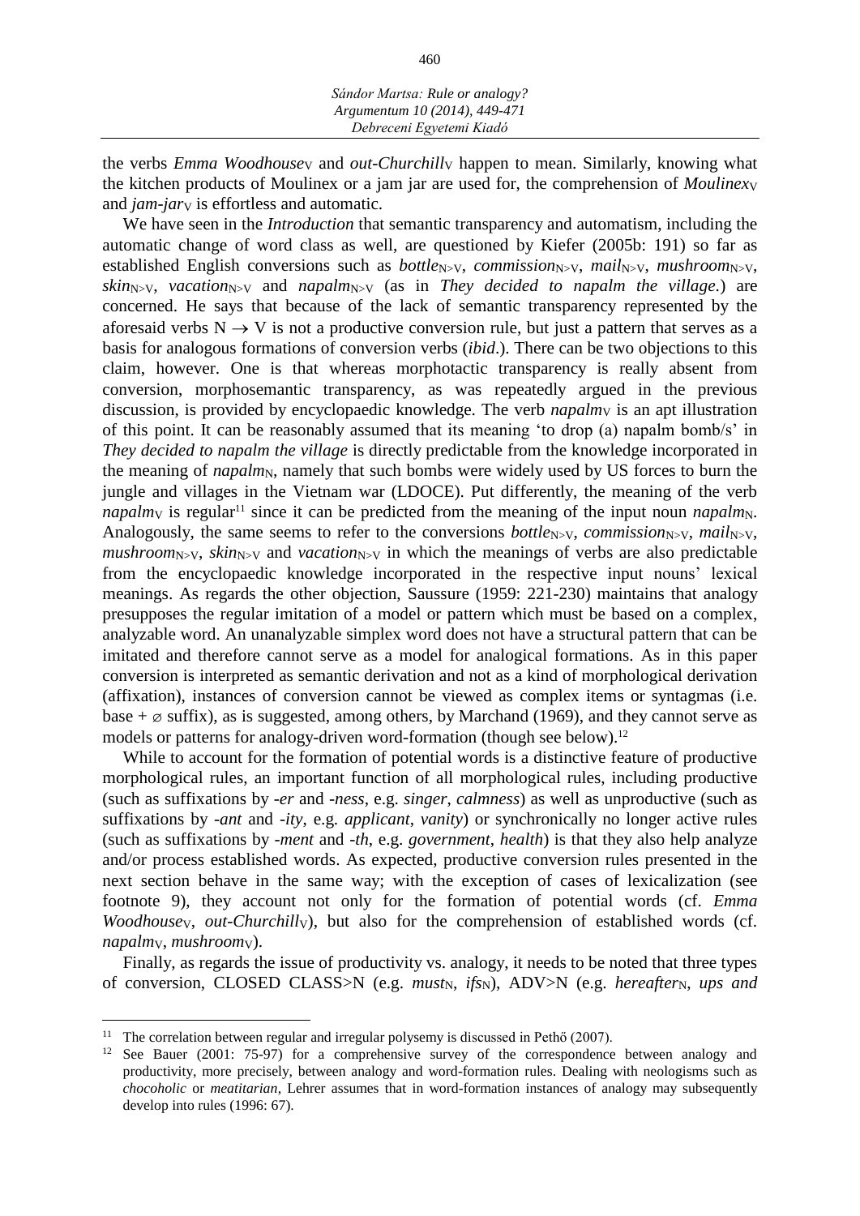the verbs *Emma Woodhouse*$_V$ and *out-Churchill*$_V$ happen to mean. Similarly, knowing what the kitchen products of Moulinex or a jam jar are used for, the comprehension of *Moulinex*$_V$ and *jam-jar*$_V$ is effortless and automatic.

We have seen in the *Introduction* that semantic transparency and automatism, including the automatic change of word class as well, are questioned by Kiefer (2005b: 191) so far as established English conversions such as *bottle*$_{N>V}$, *commission*$_{N>V}$, *mail*$_{N>V}$, *mushroom*$_{N>V}$, *skin*$_{N>V}$, *vacation*$_{N>V}$ and *napalm*$_{N>V}$ (as in *They decided to napalm the village*.) are concerned. He says that because of the lack of semantic transparency represented by the aforesaid verbs $N \rightarrow V$ is not a productive conversion rule, but just a pattern that serves as a basis for analogous formations of conversion verbs (*ibid*.). There can be two objections to this claim, however. One is that whereas morphotactic transparency is really absent from conversion, morphosemantic transparency, as was repeatedly argued in the previous discussion, is provided by encyclopaedic knowledge. The verb *napalm*$_V$ is an apt illustration of this point. It can be reasonably assumed that its meaning 'to drop (a) napalm bomb/s' in *They decided to napalm the village* is directly predictable from the knowledge incorporated in the meaning of *napalm*$_N$, namely that such bombs were widely used by US forces to burn the jungle and villages in the Vietnam war (LDOCE). Put differently, the meaning of the verb *napalm*$_V$ is regular[11] since it can be predicted from the meaning of the input noun *napalm*$_N$. Analogously, the same seems to refer to the conversions *bottle*$_{N>V}$, *commission*$_{N>V}$, *mail*$_{N>V}$, *mushroom*$_{N>V}$, *skin*$_{N>V}$ and *vacation*$_{N>V}$ in which the meanings of verbs are also predictable from the encyclopaedic knowledge incorporated in the respective input nouns' lexical meanings. As regards the other objection, Saussure (1959: 221-230) maintains that analogy presupposes the regular imitation of a model or pattern which must be based on a complex, analyzable word. An unanalyzable simplex word does not have a structural pattern that can be imitated and therefore cannot serve as a model for analogical formations. As in this paper conversion is interpreted as semantic derivation and not as a kind of morphological derivation (affixation), instances of conversion cannot be viewed as complex items or syntagmas (i.e. base + $\varnothing$ suffix), as is suggested, among others, by Marchand (1969), and they cannot serve as models or patterns for analogy-driven word-formation (though see below).[12]

While to account for the formation of potential words is a distinctive feature of productive morphological rules, an important function of all morphological rules, including productive (such as suffixations by *-er* and *-ness*, e.g. *singer*, *calmness*) as well as unproductive (such as suffixations by *-ant* and *-ity*, e.g. *applicant*, *vanity*) or synchronically no longer active rules (such as suffixations by *-ment* and *-th*, e.g. *government*, *health*) is that they also help analyze and/or process established words. As expected, productive conversion rules presented in the next section behave in the same way; with the exception of cases of lexicalization (see footnote 9), they account not only for the formation of potential words (cf. *Emma Woodhouse*$_V$, *out-Churchill*$_V$), but also for the comprehension of established words (cf. *napalm*$_V$, *mushroom*$_V$).

Finally, as regards the issue of productivity vs. analogy, it needs to be noted that three types of conversion, CLOSED CLASS>N (e.g. *must*$_N$, *ifs*$_N$), ADV>N (e.g. *hereafter*$_N$, *ups and*

---

[11] The correlation between regular and irregular polysemy is discussed in Pethő (2007).

[12] See Bauer (2001: 75-97) for a comprehensive survey of the correspondence between analogy and productivity, more precisely, between analogy and word-formation rules. Dealing with neologisms such as *chocoholic* or *meatitarian*, Lehrer assumes that in word-formation instances of analogy may subsequently develop into rules (1996: 67).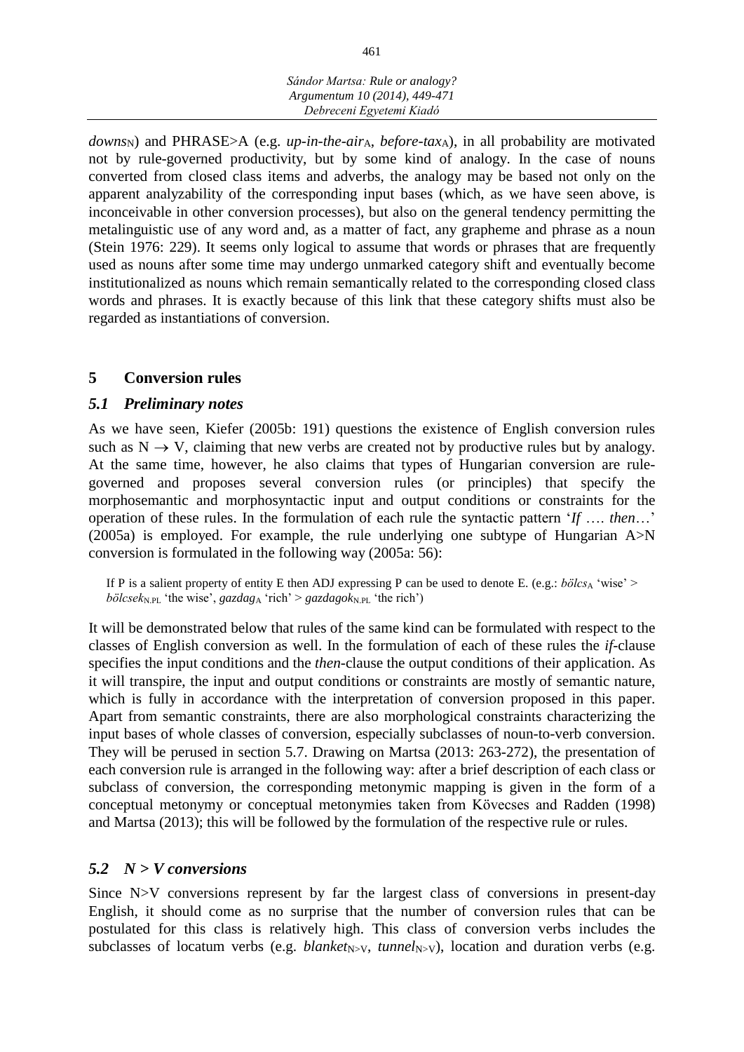*downs*$_N$) and PHRASE>A (e.g. *up-in-the-air*$_A$, *before-tax*$_A$), in all probability are motivated not by rule-governed productivity, but by some kind of analogy. In the case of nouns converted from closed class items and adverbs, the analogy may be based not only on the apparent analyzability of the corresponding input bases (which, as we have seen above, is inconceivable in other conversion processes), but also on the general tendency permitting the metalinguistic use of any word and, as a matter of fact, any grapheme and phrase as a noun (Stein 1976: 229). It seems only logical to assume that words or phrases that are frequently used as nouns after some time may undergo unmarked category shift and eventually become institutionalized as nouns which remain semantically related to the corresponding closed class words and phrases. It is exactly because of this link that these category shifts must also be regarded as instantiations of conversion.

## 5 Conversion rules

### *5.1 Preliminary notes*

As we have seen, Kiefer (2005b: 191) questions the existence of English conversion rules such as N $\rightarrow$ V, claiming that new verbs are created not by productive rules but by analogy. At the same time, however, he also claims that types of Hungarian conversion are rule-governed and proposes several conversion rules (or principles) that specify the morphosemantic and morphosyntactic input and output conditions or constraints for the operation of these rules. In the formulation of each rule the syntactic pattern '*If …. then…*' (2005a) is employed. For example, the rule underlying one subtype of Hungarian A>N conversion is formulated in the following way (2005a: 56):

> If P is a salient property of entity E then ADJ expressing P can be used to denote E. (e.g.: *bölcs*$_A$ 'wise' > *bölcsek*$_{N.PL}$ 'the wise', *gazdag*$_A$ 'rich' > *gazdagok*$_{N.PL}$ 'the rich')

It will be demonstrated below that rules of the same kind can be formulated with respect to the classes of English conversion as well. In the formulation of each of these rules the *if*-clause specifies the input conditions and the *then*-clause the output conditions of their application. As it will transpire, the input and output conditions or constraints are mostly of semantic nature, which is fully in accordance with the interpretation of conversion proposed in this paper. Apart from semantic constraints, there are also morphological constraints characterizing the input bases of whole classes of conversion, especially subclasses of noun-to-verb conversion. They will be perused in section 5.7. Drawing on Martsa (2013: 263-272), the presentation of each conversion rule is arranged in the following way: after a brief description of each class or subclass of conversion, the corresponding metonymic mapping is given in the form of a conceptual metonymy or conceptual metonymies taken from Kövecses and Radden (1998) and Martsa (2013); this will be followed by the formulation of the respective rule or rules.

### *5.2 N > V conversions*

Since N>V conversions represent by far the largest class of conversions in present-day English, it should come as no surprise that the number of conversion rules that can be postulated for this class is relatively high. This class of conversion verbs includes the subclasses of locatum verbs (e.g. *blanket*$_{N>V}$, *tunnel*$_{N>V}$), location and duration verbs (e.g.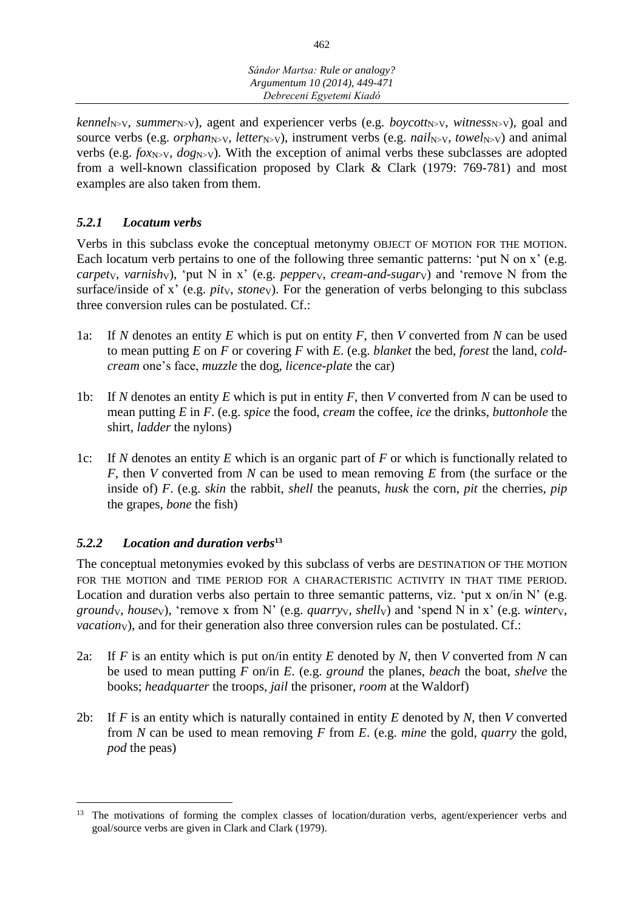*kennel*$_{N>V}$, *summer*$_{N>V}$), agent and experiencer verbs (e.g. *boycott*$_{N>V}$, *witness*$_{N>V}$), goal and source verbs (e.g. *orphan*$_{N>V}$, *letter*$_{N>V}$), instrument verbs (e.g. *nail*$_{N>V}$, *towel*$_{N>V}$) and animal verbs (e.g. *fox*$_{N>V}$, *dog*$_{N>V}$). With the exception of animal verbs these subclasses are adopted from a well-known classification proposed by Clark & Clark (1979: 769-781) and most examples are also taken from them.

### *5.2.1 Locatum verbs*

Verbs in this subclass evoke the conceptual metonymy OBJECT OF MOTION FOR THE MOTION. Each locatum verb pertains to one of the following three semantic patterns: 'put N on x' (e.g. *carpet*$_V$, *varnish*$_V$), 'put N in x' (e.g. *pepper*$_V$, *cream-and-sugar*$_V$) and 'remove N from the surface/inside of x' (e.g. *pit*$_V$, *stone*$_V$). For the generation of verbs belonging to this subclass three conversion rules can be postulated. Cf.:

1a: If *N* denotes an entity *E* which is put on entity *F*, then *V* converted from *N* can be used to mean putting *E* on *F* or covering *F* with *E*. (e.g. *blanket* the bed, *forest* the land, *cold-cream* one's face, *muzzle* the dog, *licence-plate* the car)

1b: If *N* denotes an entity *E* which is put in entity *F*, then *V* converted from *N* can be used to mean putting *E* in *F*. (e.g. *spice* the food, *cream* the coffee, *ice* the drinks, *buttonhole* the shirt, *ladder* the nylons)

1c: If *N* denotes an entity *E* which is an organic part of *F* or which is functionally related to *F*, then *V* converted from *N* can be used to mean removing *E* from (the surface or the inside of) *F*. (e.g. *skin* the rabbit, *shell* the peanuts, *husk* the corn, *pit* the cherries, *pip* the grapes, *bone* the fish)

### *5.2.2 Location and duration verbs*[13]

The conceptual metonymies evoked by this subclass of verbs are DESTINATION OF THE MOTION FOR THE MOTION and TIME PERIOD FOR A CHARACTERISTIC ACTIVITY IN THAT TIME PERIOD. Location and duration verbs also pertain to three semantic patterns, viz. 'put x on/in N' (e.g. *ground*$_V$, *house*$_V$), 'remove x from N' (e.g. *quarry*$_V$, *shell*$_V$) and 'spend N in x' (e.g. *winter*$_V$, *vacation*$_V$), and for their generation also three conversion rules can be postulated. Cf.:

2a: If *F* is an entity which is put on/in entity *E* denoted by *N*, then *V* converted from *N* can be used to mean putting *F* on/in *E*. (e.g. *ground* the planes, *beach* the boat, *shelve* the books; *headquarter* the troops, *jail* the prisoner, *room* at the Waldorf)

2b: If *F* is an entity which is naturally contained in entity *E* denoted by *N*, then *V* converted from *N* can be used to mean removing *F* from *E*. (e.g. *mine* the gold, *quarry* the gold, *pod* the peas)

---

[13] The motivations of forming the complex classes of location/duration verbs, agent/experiencer verbs and goal/source verbs are given in Clark and Clark (1979).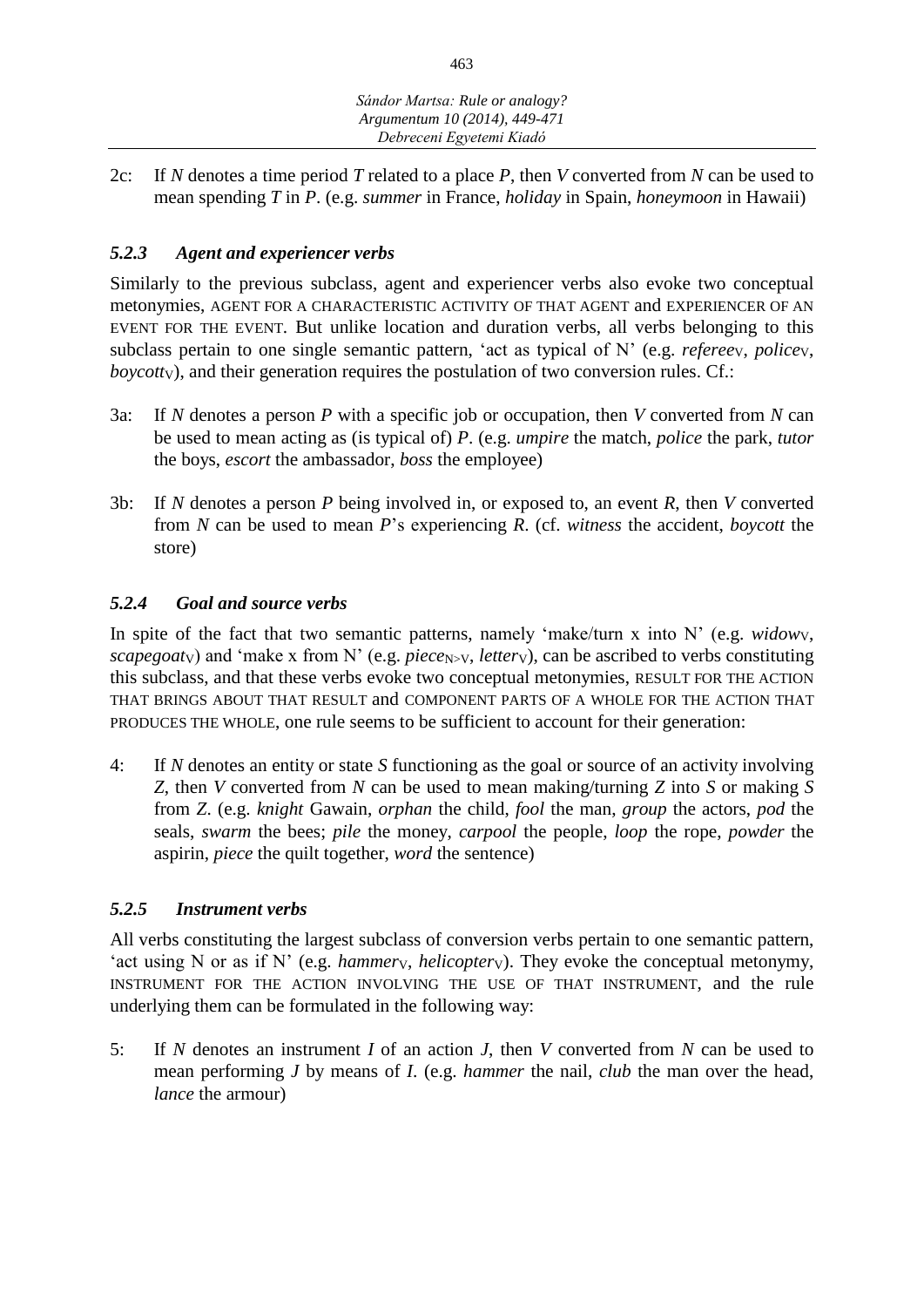2c: If *N* denotes a time period *T* related to a place *P*, then *V* converted from *N* can be used to mean spending *T* in *P*. (e.g. *summer* in France, *holiday* in Spain, *honeymoon* in Hawaii)

### *5.2.3 Agent and experiencer verbs*

Similarly to the previous subclass, agent and experiencer verbs also evoke two conceptual metonymies, AGENT FOR A CHARACTERISTIC ACTIVITY OF THAT AGENT and EXPERIENCER OF AN EVENT FOR THE EVENT. But unlike location and duration verbs, all verbs belonging to this subclass pertain to one single semantic pattern, 'act as typical of N' (e.g. *referee*$_V$, *police*$_V$, *boycott*$_V$), and their generation requires the postulation of two conversion rules. Cf.:

3a: If *N* denotes a person *P* with a specific job or occupation, then *V* converted from *N* can be used to mean acting as (is typical of) *P*. (e.g. *umpire* the match, *police* the park, *tutor* the boys, *escort* the ambassador, *boss* the employee)

3b: If *N* denotes a person *P* being involved in, or exposed to, an event *R*, then *V* converted from *N* can be used to mean *P*'s experiencing *R*. (cf. *witness* the accident, *boycott* the store)

### *5.2.4 Goal and source verbs*

In spite of the fact that two semantic patterns, namely 'make/turn x into N' (e.g. *widow*$_V$, *scapegoat*$_V$) and 'make x from N' (e.g. *piece*$_{N>V}$, *letter*$_V$), can be ascribed to verbs constituting this subclass, and that these verbs evoke two conceptual metonymies, RESULT FOR THE ACTION THAT BRINGS ABOUT THAT RESULT and COMPONENT PARTS OF A WHOLE FOR THE ACTION THAT PRODUCES THE WHOLE, one rule seems to be sufficient to account for their generation:

4: If *N* denotes an entity or state *S* functioning as the goal or source of an activity involving *Z*, then *V* converted from *N* can be used to mean making/turning *Z* into *S* or making *S* from *Z*. (e.g. *knight* Gawain, *orphan* the child, *fool* the man, *group* the actors, *pod* the seals, *swarm* the bees; *pile* the money, *carpool* the people, *loop* the rope, *powder* the aspirin, *piece* the quilt together, *word* the sentence)

### *5.2.5 Instrument verbs*

All verbs constituting the largest subclass of conversion verbs pertain to one semantic pattern, 'act using N or as if N' (e.g. *hammer*$_V$, *helicopter*$_V$). They evoke the conceptual metonymy, INSTRUMENT FOR THE ACTION INVOLVING THE USE OF THAT INSTRUMENT, and the rule underlying them can be formulated in the following way:

5: If *N* denotes an instrument *I* of an action *J*, then *V* converted from *N* can be used to mean performing *J* by means of *I*. (e.g. *hammer* the nail, *club* the man over the head, *lance* the armour)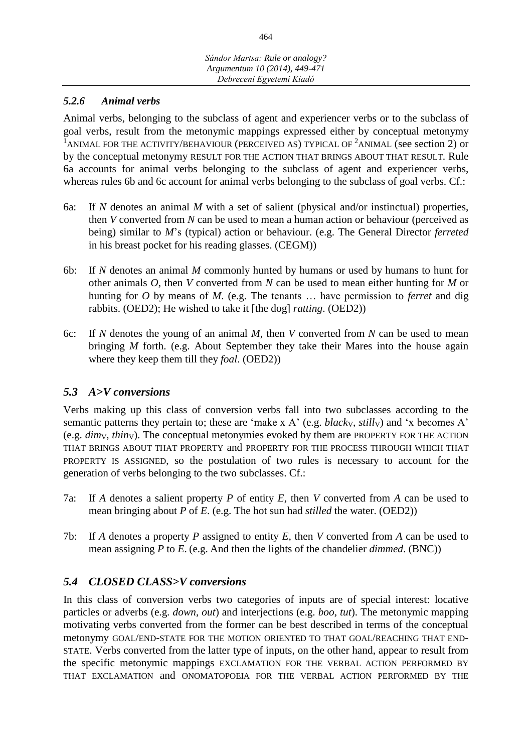### *5.2.6 Animal verbs*

Animal verbs, belonging to the subclass of agent and experiencer verbs or to the subclass of goal verbs, result from the metonymic mappings expressed either by conceptual metonymy [1]ANIMAL FOR THE ACTIVITY/BEHAVIOUR (PERCEIVED AS) TYPICAL OF [2]ANIMAL (see section 2) or by the conceptual metonymy RESULT FOR THE ACTION THAT BRINGS ABOUT THAT RESULT. Rule 6a accounts for animal verbs belonging to the subclass of agent and experiencer verbs, whereas rules 6b and 6c account for animal verbs belonging to the subclass of goal verbs. Cf.:

6a: If *N* denotes an animal *M* with a set of salient (physical and/or instinctual) properties, then *V* converted from *N* can be used to mean a human action or behaviour (perceived as being) similar to *M*'s (typical) action or behaviour. (e.g. The General Director *ferreted* in his breast pocket for his reading glasses. (CEGM))

6b: If *N* denotes an animal *M* commonly hunted by humans or used by humans to hunt for other animals *O*, then *V* converted from *N* can be used to mean either hunting for *M* or hunting for *O* by means of *M*. (e.g. The tenants … have permission to *ferret* and dig rabbits. (OED2); He wished to take it [the dog] *ratting*. (OED2))

6c: If *N* denotes the young of an animal *M*, then *V* converted from *N* can be used to mean bringing *M* forth. (e.g. About September they take their Mares into the house again where they keep them till they *foal*. (OED2))

## *5.3 A>V conversions*

Verbs making up this class of conversion verbs fall into two subclasses according to the semantic patterns they pertain to; these are 'make x A' (e.g. *black*$_V$, *still*$_V$) and 'x becomes A' (e.g. *dim*$_V$, *thin*$_V$). The conceptual metonymies evoked by them are PROPERTY FOR THE ACTION THAT BRINGS ABOUT THAT PROPERTY and PROPERTY FOR THE PROCESS THROUGH WHICH THAT PROPERTY IS ASSIGNED, so the postulation of two rules is necessary to account for the generation of verbs belonging to the two subclasses. Cf.:

7a: If *A* denotes a salient property *P* of entity *E*, then *V* converted from *A* can be used to mean bringing about *P* of *E*. (e.g. The hot sun had *stilled* the water. (OED2))

7b: If *A* denotes a property *P* assigned to entity *E*, then *V* converted from *A* can be used to mean assigning *P* to *E*. (e.g. And then the lights of the chandelier *dimmed*. (BNC))

## *5.4 CLOSED CLASS>V conversions*

In this class of conversion verbs two categories of inputs are of special interest: locative particles or adverbs (e.g. *down*, *out*) and interjections (e.g. *boo*, *tut*). The metonymic mapping motivating verbs converted from the former can be best described in terms of the conceptual metonymy GOAL/END-STATE FOR THE MOTION ORIENTED TO THAT GOAL/REACHING THAT END-STATE. Verbs converted from the latter type of inputs, on the other hand, appear to result from the specific metonymic mappings EXCLAMATION FOR THE VERBAL ACTION PERFORMED BY THAT EXCLAMATION and ONOMATOPOEIA FOR THE VERBAL ACTION PERFORMED BY THE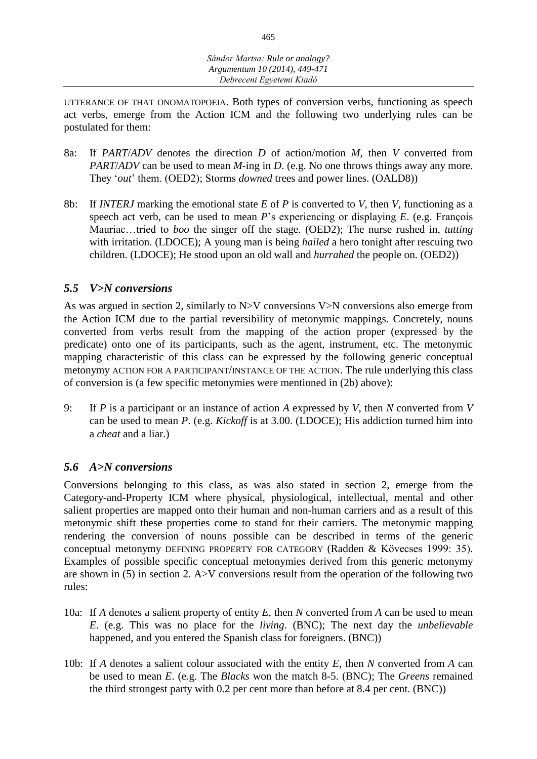UTTERANCE OF THAT ONOMATOPOEIA. Both types of conversion verbs, functioning as speech act verbs, emerge from the Action ICM and the following two underlying rules can be postulated for them:

8a: If *PART*/*ADV* denotes the direction *D* of action/motion *M*, then *V* converted from *PART*/*ADV* can be used to mean *M*-ing in *D*. (e.g. No one throws things away any more. They '*out*' them. (OED2); Storms *downed* trees and power lines. (OALD8))

8b: If *INTERJ* marking the emotional state *E* of *P* is converted to *V*, then *V*, functioning as a speech act verb, can be used to mean *P*'s experiencing or displaying *E*. (e.g. François Mauriac…tried to *boo* the singer off the stage. (OED2); The nurse rushed in, *tutting* with irritation. (LDOCE); A young man is being *hailed* a hero tonight after rescuing two children. (LDOCE); He stood upon an old wall and *hurrahed* the people on. (OED2))

### *5.5 V>N conversions*

As was argued in section 2, similarly to N>V conversions V>N conversions also emerge from the Action ICM due to the partial reversibility of metonymic mappings. Concretely, nouns converted from verbs result from the mapping of the action proper (expressed by the predicate) onto one of its participants, such as the agent, instrument, etc. The metonymic mapping characteristic of this class can be expressed by the following generic conceptual metonymy ACTION FOR A PARTICIPANT/INSTANCE OF THE ACTION. The rule underlying this class of conversion is (a few specific metonymies were mentioned in (2b) above):

9: If *P* is a participant or an instance of action *A* expressed by *V*, then *N* converted from *V* can be used to mean *P*. (e.g. *Kickoff* is at 3.00. (LDOCE); His addiction turned him into a *cheat* and a liar.)

### *5.6 A>N conversions*

Conversions belonging to this class, as was also stated in section 2, emerge from the Category-and-Property ICM where physical, physiological, intellectual, mental and other salient properties are mapped onto their human and non-human carriers and as a result of this metonymic shift these properties come to stand for their carriers. The metonymic mapping rendering the conversion of nouns possible can be described in terms of the generic conceptual metonymy DEFINING PROPERTY FOR CATEGORY (Radden & Kövecses 1999: 35). Examples of possible specific conceptual metonymies derived from this generic metonymy are shown in (5) in section 2. A>V conversions result from the operation of the following two rules:

10a: If *A* denotes a salient property of entity *E*, then *N* converted from *A* can be used to mean *E*. (e.g. This was no place for the *living*. (BNC); The next day the *unbelievable* happened, and you entered the Spanish class for foreigners. (BNC))

10b: If *A* denotes a salient colour associated with the entity *E*, then *N* converted from *A* can be used to mean *E*. (e.g. The *Blacks* won the match 8-5. (BNC); The *Greens* remained the third strongest party with 0.2 per cent more than before at 8.4 per cent. (BNC))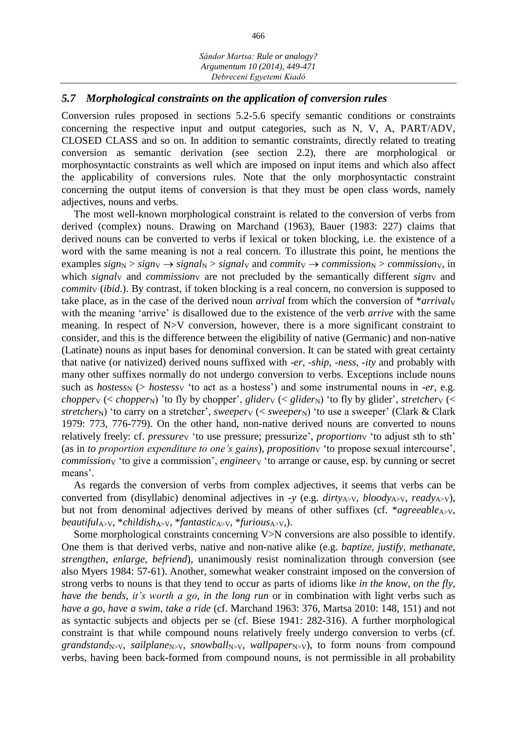### *5.7 Morphological constraints on the application of conversion rules*

Conversion rules proposed in sections 5.2-5.6 specify semantic conditions or constraints concerning the respective input and output categories, such as N, V, A, PART/ADV, CLOSED CLASS and so on. In addition to semantic constraints, directly related to treating conversion as semantic derivation (see section 2.2), there are morphological or morphosyntactic constraints as well which are imposed on input items and which also affect the applicability of conversions rules. Note that the only morphosyntactic constraint concerning the output items of conversion is that they must be open class words, namely adjectives, nouns and verbs.

The most well-known morphological constraint is related to the conversion of verbs from derived (complex) nouns. Drawing on Marchand (1963), Bauer (1983: 227) claims that derived nouns can be converted to verbs if lexical or token blocking, i.e. the existence of a word with the same meaning is not a real concern. To illustrate this point, he mentions the examples $sign_N$ > $sign_V$ → $signal_N$ > $signal_V$ and $commit_V$ → $commission_N$ > $commission_V$, in which $signal_V$ and $commission_V$ are not precluded by the semantically different $sign_V$ and $commit_V$ (*ibid*.). By contrast, if token blocking is a real concern, no conversion is supposed to take place, as in the case of the derived noun *arrival* from which the conversion of *$arrival_V$ with the meaning 'arrive' is disallowed due to the existence of the verb *arrive* with the same meaning. In respect of N>V conversion, however, there is a more significant constraint to consider, and this is the difference between the eligibility of native (Germanic) and non-native (Latinate) nouns as input bases for denominal conversion. It can be stated with great certainty that native (or nativized) derived nouns suffixed with *-er*, *-ship*, *-ness*, *-ity* and probably with many other suffixes normally do not undergo conversion to verbs. Exceptions include nouns such as $hostess_N$ (> $hostess_V$ 'to act as a hostess') and some instrumental nouns in *-er*, e.g. $chopper_V$ (< $chopper_N$) 'to fly by chopper', $glider_V$ (< $glider_N$) 'to fly by glider', $stretcher_V$ (< $stretcher_N$) 'to carry on a stretcher', $sweeper_V$ (< $sweeper_N$) 'to use a sweeper' (Clark & Clark 1979: 773, 776-779). On the other hand, non-native derived nouns are converted to nouns relatively freely: cf. $pressure_V$ 'to use pressure; pressurize', $proportion_V$ 'to adjust sth to sth' (as in *to proportion expenditure to one's gains*), $proposition_V$ 'to propose sexual intercourse', $commission_V$ 'to give a commission', $engineer_V$ 'to arrange or cause, esp. by cunning or secret means'.

As regards the conversion of verbs from complex adjectives, it seems that verbs can be converted from (disyllabic) denominal adjectives in *-y* (e.g. $dirty_{A>V}$, $bloody_{A>V}$, $ready_{A>V}$), but not from denominal adjectives derived by means of other suffixes (cf. *$agreeable_{A>V}$, $beautiful_{A>V}$, *$childish_{A>V}$, *$fantastic_{A>V}$, *$furious_{A>V}$,).

Some morphological constraints concerning V>N conversions are also possible to identify. One them is that derived verbs, native and non-native alike (e.g. *baptize*, *justify*, *methanate*, *strengthen*, *enlarge*, *befriend*), unanimously resist nominalization through conversion (see also Myers 1984: 57-61). Another, somewhat weaker constraint imposed on the conversion of strong verbs to nouns is that they tend to occur as parts of idioms like *in the know*, *on the fly*, *have the bends*, *it's worth a go*, *in the long run* or in combination with light verbs such as *have a go*, *have a swim*, *take a ride* (cf. Marchand 1963: 376, Martsa 2010: 148, 151) and not as syntactic subjects and objects per se (cf. Biese 1941: 282-316). A further morphological constraint is that while compound nouns relatively freely undergo conversion to verbs (cf. $grandstand_{N>V}$, $sailplane_{N>V}$, $snowball_{N>V}$, $wallpaper_{N>V}$), to form nouns from compound verbs, having been back-formed from compound nouns, is not permissible in all probability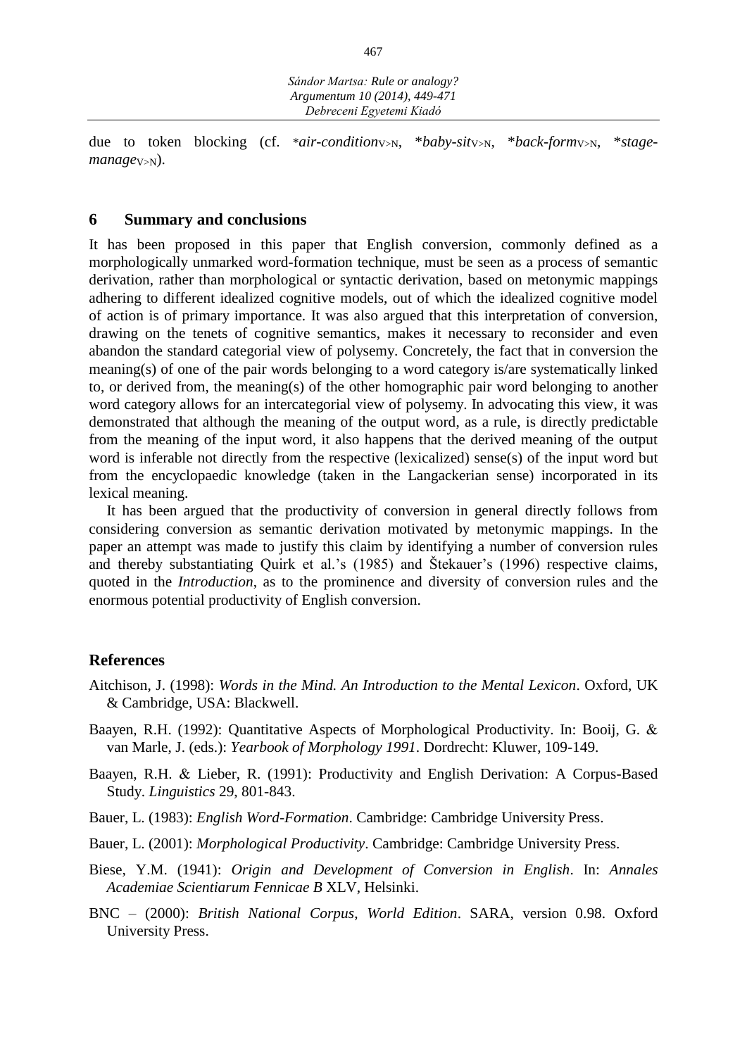due to token blocking (cf. *\*air-condition*$_{V>N}$, *\*baby-sit*$_{V>N}$, *\*back-form*$_{V>N}$, *\*stage-manage*$_{V>N}$).

## 6 Summary and conclusions

It has been proposed in this paper that English conversion, commonly defined as a morphologically unmarked word-formation technique, must be seen as a process of semantic derivation, rather than morphological or syntactic derivation, based on metonymic mappings adhering to different idealized cognitive models, out of which the idealized cognitive model of action is of primary importance. It was also argued that this interpretation of conversion, drawing on the tenets of cognitive semantics, makes it necessary to reconsider and even abandon the standard categorial view of polysemy. Concretely, the fact that in conversion the meaning(s) of one of the pair words belonging to a word category is/are systematically linked to, or derived from, the meaning(s) of the other homographic pair word belonging to another word category allows for an intercategorial view of polysemy. In advocating this view, it was demonstrated that although the meaning of the output word, as a rule, is directly predictable from the meaning of the input word, it also happens that the derived meaning of the output word is inferable not directly from the respective (lexicalized) sense(s) of the input word but from the encyclopaedic knowledge (taken in the Langackerian sense) incorporated in its lexical meaning.

It has been argued that the productivity of conversion in general directly follows from considering conversion as semantic derivation motivated by metonymic mappings. In the paper an attempt was made to justify this claim by identifying a number of conversion rules and thereby substantiating Quirk et al.'s (1985) and Štekauer's (1996) respective claims, quoted in the *Introduction*, as to the prominence and diversity of conversion rules and the enormous potential productivity of English conversion.

## References

Aitchison, J. (1998): *Words in the Mind. An Introduction to the Mental Lexicon*. Oxford, UK & Cambridge, USA: Blackwell.

Baayen, R.H. (1992): Quantitative Aspects of Morphological Productivity. In: Booij, G. & van Marle, J. (eds.): *Yearbook of Morphology 1991*. Dordrecht: Kluwer, 109-149.

Baayen, R.H. & Lieber, R. (1991): Productivity and English Derivation: A Corpus-Based Study. *Linguistics* 29, 801-843.

Bauer, L. (1983): *English Word-Formation*. Cambridge: Cambridge University Press.

Bauer, L. (2001): *Morphological Productivity*. Cambridge: Cambridge University Press.

Biese, Y.M. (1941): *Origin and Development of Conversion in English*. In: *Annales Academiae Scientiarum Fennicae B* XLV, Helsinki.

BNC – (2000): *British National Corpus, World Edition*. SARA, version 0.98. Oxford University Press.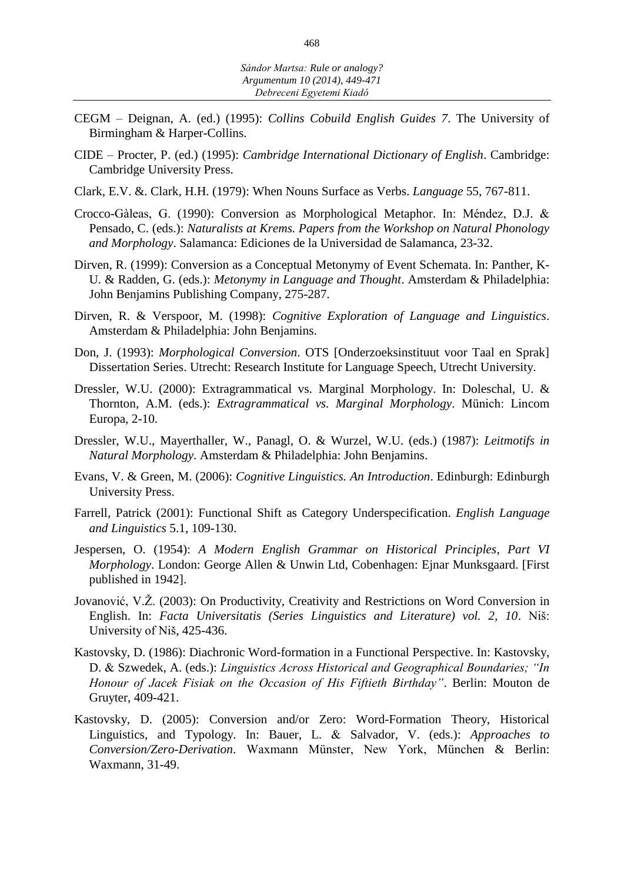CEGM – Deignan, A. (ed.) (1995): *Collins Cobuild English Guides 7*. The University of Birmingham & Harper-Collins.

CIDE – Procter, P. (ed.) (1995): *Cambridge International Dictionary of English*. Cambridge: Cambridge University Press.

Clark, E.V. &. Clark, H.H. (1979): When Nouns Surface as Verbs. *Language* 55, 767-811.

Crocco-Gàleas, G. (1990): Conversion as Morphological Metaphor. In: Méndez, D.J. & Pensado, C. (eds.): *Naturalists at Krems. Papers from the Workshop on Natural Phonology and Morphology*. Salamanca: Ediciones de la Universidad de Salamanca, 23-32.

Dirven, R. (1999): Conversion as a Conceptual Metonymy of Event Schemata. In: Panther, K-U. & Radden, G. (eds.): *Metonymy in Language and Thought*. Amsterdam & Philadelphia: John Benjamins Publishing Company, 275-287.

Dirven, R. & Verspoor, M. (1998): *Cognitive Exploration of Language and Linguistics*. Amsterdam & Philadelphia: John Benjamins.

Don, J. (1993): *Morphological Conversion*. OTS [Onderzoeksinstituut voor Taal en Sprak] Dissertation Series. Utrecht: Research Institute for Language Speech, Utrecht University.

Dressler, W.U. (2000): Extragrammatical vs. Marginal Morphology. In: Doleschal, U. & Thornton, A.M. (eds.): *Extragrammatical vs. Marginal Morphology*. Münich: Lincom Europa, 2-10.

Dressler, W.U., Mayerthaller, W., Panagl, O. & Wurzel, W.U. (eds.) (1987): *Leitmotifs in Natural Morphology*. Amsterdam & Philadelphia: John Benjamins.

Evans, V. & Green, M. (2006): *Cognitive Linguistics. An Introduction*. Edinburgh: Edinburgh University Press.

Farrell, Patrick (2001): Functional Shift as Category Underspecification. *English Language and Linguistics* 5.1, 109-130.

Jespersen, O. (1954): *A Modern English Grammar on Historical Principles, Part VI Morphology*. London: George Allen & Unwin Ltd, Cobenhagen: Ejnar Munksgaard. [First published in 1942].

Jovanović, V.Ž. (2003): On Productivity, Creativity and Restrictions on Word Conversion in English. In: *Facta Universitatis (Series Linguistics and Literature) vol. 2, 10*. Niš: University of Niš, 425-436.

Kastovsky, D. (1986): Diachronic Word-formation in a Functional Perspective. In: Kastovsky, D. & Szwedek, A. (eds.): *Linguistics Across Historical and Geographical Boundaries; "In Honour of Jacek Fisiak on the Occasion of His Fiftieth Birthday"*. Berlin: Mouton de Gruyter, 409-421.

Kastovsky, D. (2005): Conversion and/or Zero: Word-Formation Theory, Historical Linguistics, and Typology. In: Bauer, L. & Salvador, V. (eds.): *Approaches to Conversion/Zero-Derivation*. Waxmann Münster, New York, München & Berlin: Waxmann, 31-49.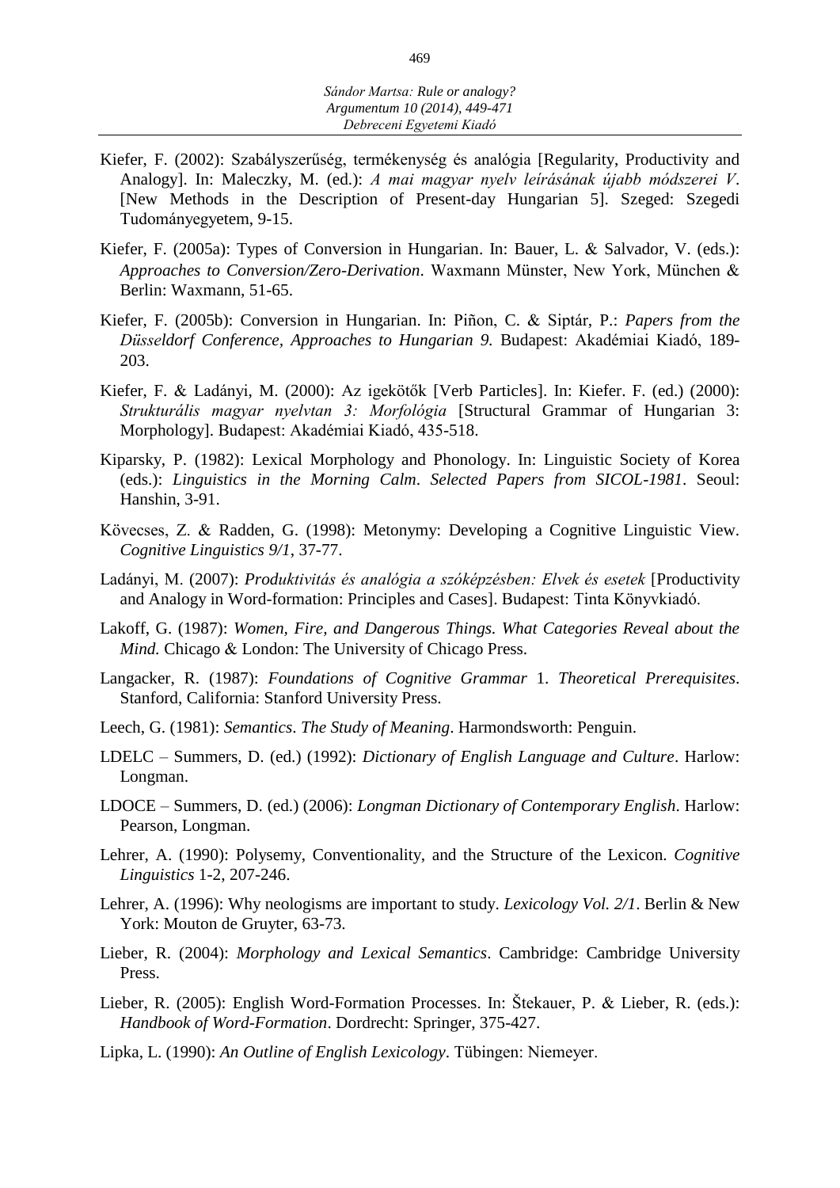Kiefer, F. (2002): Szabályszerűség, termékenység és analógia [Regularity, Productivity and Analogy]. In: Maleczky, M. (ed.): *A mai magyar nyelv leírásának újabb módszerei V*. [New Methods in the Description of Present-day Hungarian 5]. Szeged: Szegedi Tudományegyetem, 9-15.

Kiefer, F. (2005a): Types of Conversion in Hungarian. In: Bauer, L. & Salvador, V. (eds.): *Approaches to Conversion/Zero-Derivation*. Waxmann Münster, New York, München & Berlin: Waxmann, 51-65.

Kiefer, F. (2005b): Conversion in Hungarian. In: Piñon, C. & Siptár, P.: *Papers from the Düsseldorf Conference, Approaches to Hungarian 9.* Budapest: Akadémiai Kiadó, 189-203.

Kiefer, F. & Ladányi, M. (2000): Az igekötők [Verb Particles]. In: Kiefer. F. (ed.) (2000): *Strukturális magyar nyelvtan 3: Morfológia* [Structural Grammar of Hungarian 3: Morphology]. Budapest: Akadémiai Kiadó, 435-518.

Kiparsky, P. (1982): Lexical Morphology and Phonology. In: Linguistic Society of Korea (eds.): *Linguistics in the Morning Calm*. *Selected Papers from SICOL-1981*. Seoul: Hanshin, 3-91.

Kövecses, Z. & Radden, G. (1998): Metonymy: Developing a Cognitive Linguistic View. *Cognitive Linguistics 9/1*, 37-77.

Ladányi, M. (2007): *Produktivitás és analógia a szóképzésben: Elvek és esetek* [Productivity and Analogy in Word-formation: Principles and Cases]. Budapest: Tinta Könyvkiadó.

Lakoff, G. (1987): *Women, Fire, and Dangerous Things. What Categories Reveal about the Mind.* Chicago & London: The University of Chicago Press.

Langacker, R. (1987): *Foundations of Cognitive Grammar* 1. *Theoretical Prerequisites*. Stanford, California: Stanford University Press.

Leech, G. (1981): *Semantics*. *The Study of Meaning*. Harmondsworth: Penguin.

LDELC – Summers, D. (ed.) (1992): *Dictionary of English Language and Culture*. Harlow: Longman.

LDOCE – Summers, D. (ed.) (2006): *Longman Dictionary of Contemporary English*. Harlow: Pearson, Longman.

Lehrer, A. (1990): Polysemy, Conventionality, and the Structure of the Lexicon. *Cognitive Linguistics* 1-2, 207-246.

Lehrer, A. (1996): Why neologisms are important to study. *Lexicology Vol. 2/1*. Berlin & New York: Mouton de Gruyter, 63-73.

Lieber, R. (2004): *Morphology and Lexical Semantics*. Cambridge: Cambridge University Press.

Lieber, R. (2005): English Word-Formation Processes. In: Štekauer, P. & Lieber, R. (eds.): *Handbook of Word-Formation*. Dordrecht: Springer, 375-427.

Lipka, L. (1990): *An Outline of English Lexicology*. Tübingen: Niemeyer.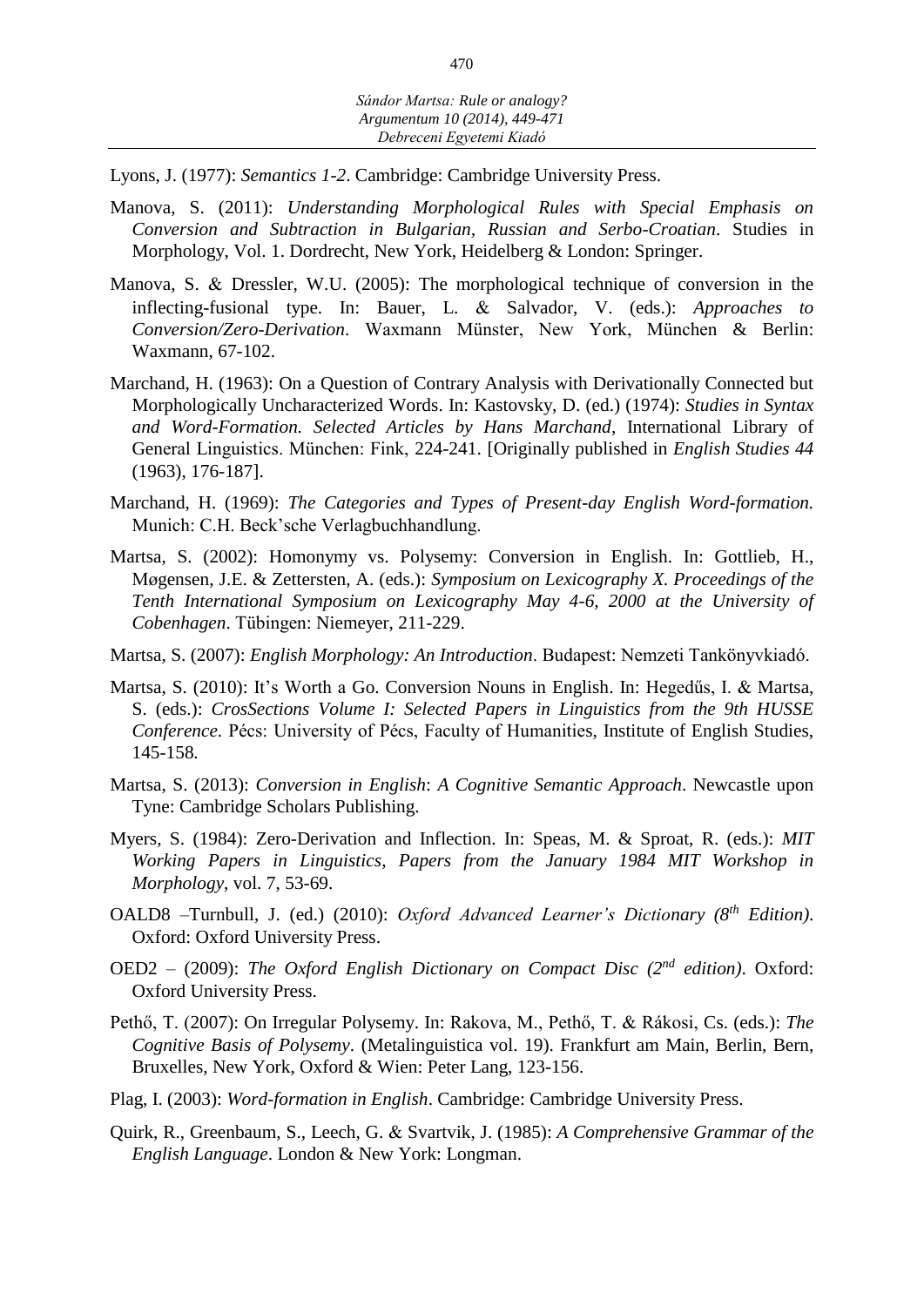Lyons, J. (1977): *Semantics 1-2*. Cambridge: Cambridge University Press.

Manova, S. (2011): *Understanding Morphological Rules with Special Emphasis on Conversion and Subtraction in Bulgarian, Russian and Serbo-Croatian*. Studies in Morphology, Vol. 1. Dordrecht, New York, Heidelberg & London: Springer.

Manova, S. & Dressler, W.U. (2005): The morphological technique of conversion in the inflecting-fusional type. In: Bauer, L. & Salvador, V. (eds.): *Approaches to Conversion/Zero-Derivation*. Waxmann Münster, New York, München & Berlin: Waxmann, 67-102.

Marchand, H. (1963): On a Question of Contrary Analysis with Derivationally Connected but Morphologically Uncharacterized Words. In: Kastovsky, D. (ed.) (1974): *Studies in Syntax and Word-Formation. Selected Articles by Hans Marchand*, International Library of General Linguistics. München: Fink, 224-241. [Originally published in *English Studies 44* (1963), 176-187].

Marchand, H. (1969): *The Categories and Types of Present-day English Word-formation.* Munich: C.H. Beck'sche Verlagbuchhandlung.

Martsa, S. (2002): Homonymy vs. Polysemy: Conversion in English. In: Gottlieb, H., Møgensen, J.E. & Zettersten, A. (eds.): *Symposium on Lexicography X. Proceedings of the Tenth International Symposium on Lexicography May 4-6, 2000 at the University of Cobenhagen*. Tübingen: Niemeyer, 211-229.

Martsa, S. (2007): *English Morphology: An Introduction*. Budapest: Nemzeti Tankönyvkiadó.

Martsa, S. (2010): It's Worth a Go. Conversion Nouns in English. In: Hegedűs, I. & Martsa, S. (eds.): *CrosSections Volume I: Selected Papers in Linguistics from the 9th HUSSE Conference*. Pécs: University of Pécs, Faculty of Humanities, Institute of English Studies, 145-158.

Martsa, S. (2013): *Conversion in English*: *A Cognitive Semantic Approach*. Newcastle upon Tyne: Cambridge Scholars Publishing.

Myers, S. (1984): Zero-Derivation and Inflection. In: Speas, M. & Sproat, R. (eds.): *MIT Working Papers in Linguistics*, *Papers from the January 1984 MIT Workshop in Morphology*, vol. 7, 53-69.

OALD8 –Turnbull, J. (ed.) (2010): *Oxford Advanced Learner's Dictionary (8th Edition)*. Oxford: Oxford University Press.

OED2 – (2009): *The Oxford English Dictionary on Compact Disc (2nd edition)*. Oxford: Oxford University Press.

Pethő, T. (2007): On Irregular Polysemy. In: Rakova, M., Pethő, T. & Rákosi, Cs. (eds.): *The Cognitive Basis of Polysemy*. (Metalinguistica vol. 19). Frankfurt am Main, Berlin, Bern, Bruxelles, New York, Oxford & Wien: Peter Lang, 123-156.

Plag, I. (2003): *Word-formation in English*. Cambridge: Cambridge University Press.

Quirk, R., Greenbaum, S., Leech, G. & Svartvik, J. (1985): *A Comprehensive Grammar of the English Language*. London & New York: Longman.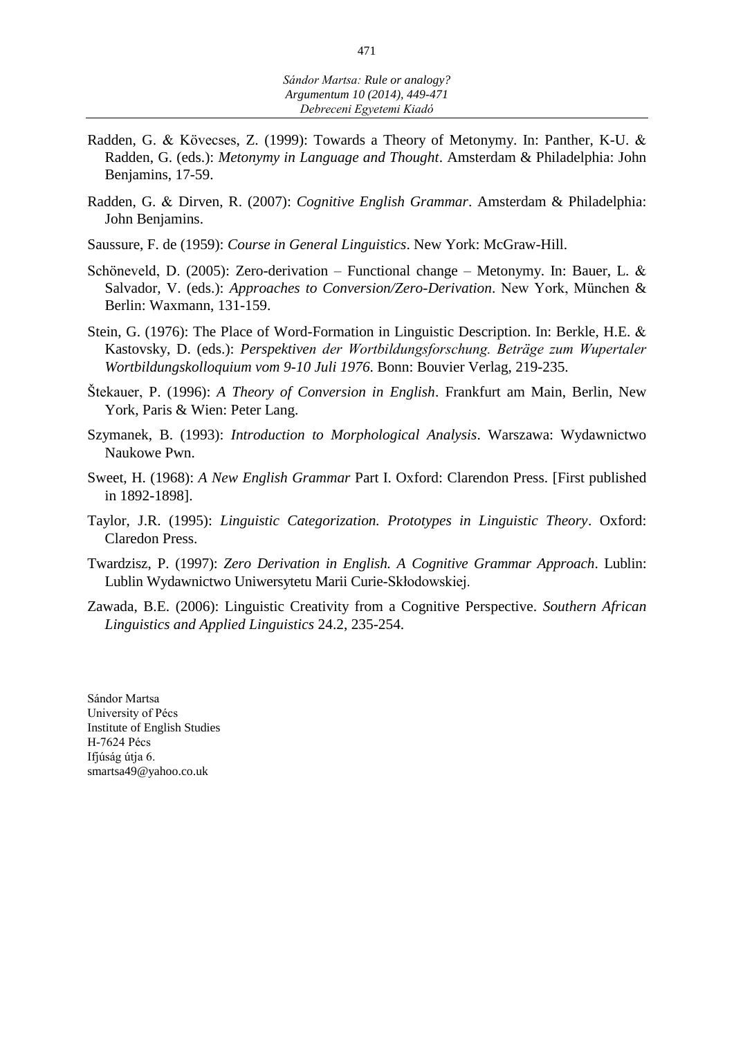Radden, G. & Kövecses, Z. (1999): Towards a Theory of Metonymy. In: Panther, K-U. & Radden, G. (eds.): *Metonymy in Language and Thought*. Amsterdam & Philadelphia: John Benjamins, 17-59.

Radden, G. & Dirven, R. (2007): *Cognitive English Grammar*. Amsterdam & Philadelphia: John Benjamins.

Saussure, F. de (1959): *Course in General Linguistics*. New York: McGraw-Hill.

Schöneveld, D. (2005): Zero-derivation – Functional change – Metonymy. In: Bauer, L. & Salvador, V. (eds.): *Approaches to Conversion/Zero-Derivation*. New York, München & Berlin: Waxmann, 131-159.

Stein, G. (1976): The Place of Word-Formation in Linguistic Description. In: Berkle, H.E. & Kastovsky, D. (eds.): *Perspektiven der Wortbildungsforschung. Beträge zum Wupertaler Wortbildungskolloquium vom 9-10 Juli 1976*. Bonn: Bouvier Verlag, 219-235.

Štekauer, P. (1996): *A Theory of Conversion in English*. Frankfurt am Main, Berlin, New York, Paris & Wien: Peter Lang.

Szymanek, B. (1993): *Introduction to Morphological Analysis*. Warszawa: Wydawnictwo Naukowe Pwn.

Sweet, H. (1968): *A New English Grammar* Part I. Oxford: Clarendon Press. [First published in 1892-1898].

Taylor, J.R. (1995): *Linguistic Categorization. Prototypes in Linguistic Theory*. Oxford: Claredon Press.

Twardzisz, P. (1997): *Zero Derivation in English. A Cognitive Grammar Approach*. Lublin: Lublin Wydawnictwo Uniwersytetu Marii Curie-Skłodowskiej.

Zawada, B.E. (2006): Linguistic Creativity from a Cognitive Perspective. *Southern African Linguistics and Applied Linguistics* 24.2, 235-254.

Sándor Martsa
University of Pécs
Institute of English Studies
H-7624 Pécs
Ifjúság útja 6.
smartsa49@yahoo.co.uk